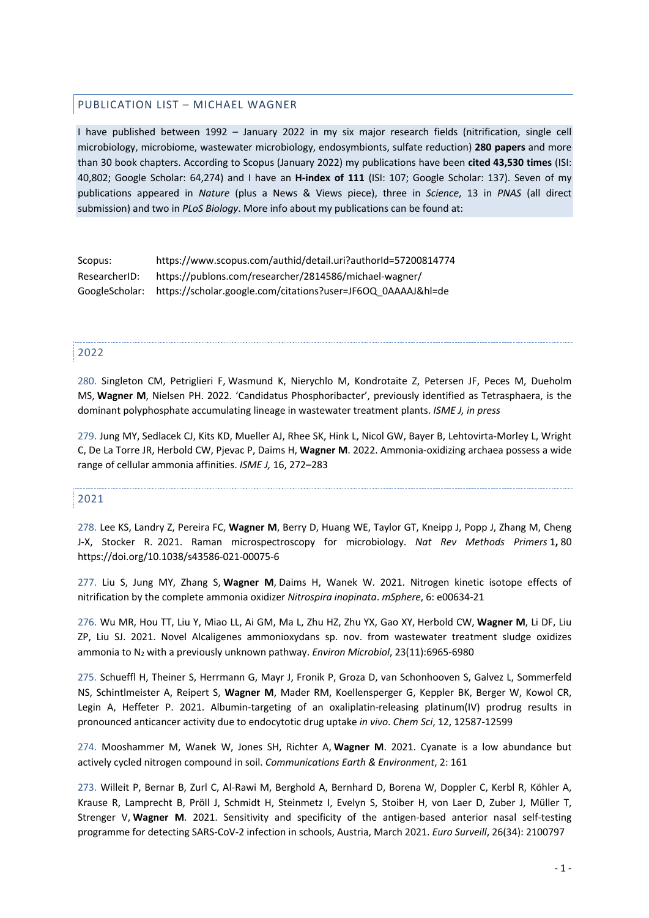## PUBLICATION LIST – MICHAEL WAGNER

I have published between 1992 – January 2022 in my six major research fields (nitrification, single cell microbiology, microbiome, wastewater microbiology, endosymbionts, sulfate reduction) **280 papers** and more than 30 book chapters. According to Scopus (January 2022) my publications have been **cited 43,530 times** (ISI: 40,802; Google Scholar: 64,274) and I have an **H-index of 111** (ISI: 107; Google Scholar: 137). Seven of my publications appeared in *Nature* (plus a News & Views piece), three in *Science*, 13 in *PNAS* (all direct submission) and two in *PLoS Biology*. More info about my publications can be found at:

Scopus: https://www.scopus.com/authid/detail.uri?authorId=57200814774
ResearcherID: https://publons.com/researcher/2814586/michael-wagner/
GoogleScholar: https://scholar.google.com/citations?user=JF6OQ_0AAAAJ&hl=de

### 2022

280. Singleton CM, Petriglieri F, Wasmund K, Nierychlo M, Kondrotaite Z, Petersen JF, Peces M, Dueholm MS, **Wagner M**, Nielsen PH. 2022. 'Candidatus Phosphoribacter', previously identified as Tetrasphaera, is the dominant polyphosphate accumulating lineage in wastewater treatment plants. *ISME J, in press*

279. Jung MY, Sedlacek CJ, Kits KD, Mueller AJ, Rhee SK, Hink L, Nicol GW, Bayer B, Lehtovirta-Morley L, Wright C, De La Torre JR, Herbold CW, Pjevac P, Daims H, **Wagner M**. 2022. Ammonia-oxidizing archaea possess a wide range of cellular ammonia affinities. *ISME J,* 16, 272–283

### 2021

278. Lee KS, Landry Z, Pereira FC, **Wagner M**, Berry D, Huang WE, Taylor GT, Kneipp J, Popp J, Zhang M, Cheng J-X, Stocker R. 2021. Raman microspectroscopy for microbiology. *Nat Rev Methods Primers* 1**,** 80 https://doi.org/10.1038/s43586-021-00075-6

277. Liu S, Jung MY, Zhang S, **Wagner M**, Daims H, Wanek W. 2021. Nitrogen kinetic isotope effects of nitrification by the complete ammonia oxidizer *Nitrospira inopinata*. *mSphere*, 6: e00634-21

276. Wu MR, Hou TT, Liu Y, Miao LL, Ai GM, Ma L, Zhu HZ, Zhu YX, Gao XY, Herbold CW, **Wagner M**, Li DF, Liu ZP, Liu SJ. 2021. Novel Alcaligenes ammonioxydans sp. nov. from wastewater treatment sludge oxidizes ammonia to $N_2$ with a previously unknown pathway. *Environ Microbiol*, 23(11):6965-6980

275. Schueffl H, Theiner S, Herrmann G, Mayr J, Fronik P, Groza D, van Schonhooven S, Galvez L, Sommerfeld NS, Schintlmeister A, Reipert S, **Wagner M**, Mader RM, Koellensperger G, Keppler BK, Berger W, Kowol CR, Legin A, Heffeter P. 2021. Albumin-targeting of an oxaliplatin-releasing platinum(IV) prodrug results in pronounced anticancer activity due to endocytotic drug uptake *in vivo*. *Chem Sci*, 12, 12587-12599

274. Mooshammer M, Wanek W, Jones SH, Richter A, **Wagner M**. 2021. Cyanate is a low abundance but actively cycled nitrogen compound in soil. *Communications Earth & Environment*, 2: 161

273. Willeit P, Bernar B, Zurl C, Al-Rawi M, Berghold A, Bernhard D, Borena W, Doppler C, Kerbl R, Köhler A, Krause R, Lamprecht B, Pröll J, Schmidt H, Steinmetz I, Evelyn S, Stoiber H, von Laer D, Zuber J, Müller T, Strenger V, **Wagner M**. 2021. Sensitivity and specificity of the antigen-based anterior nasal self-testing programme for detecting SARS-CoV-2 infection in schools, Austria, March 2021. *Euro Surveill*, 26(34): 2100797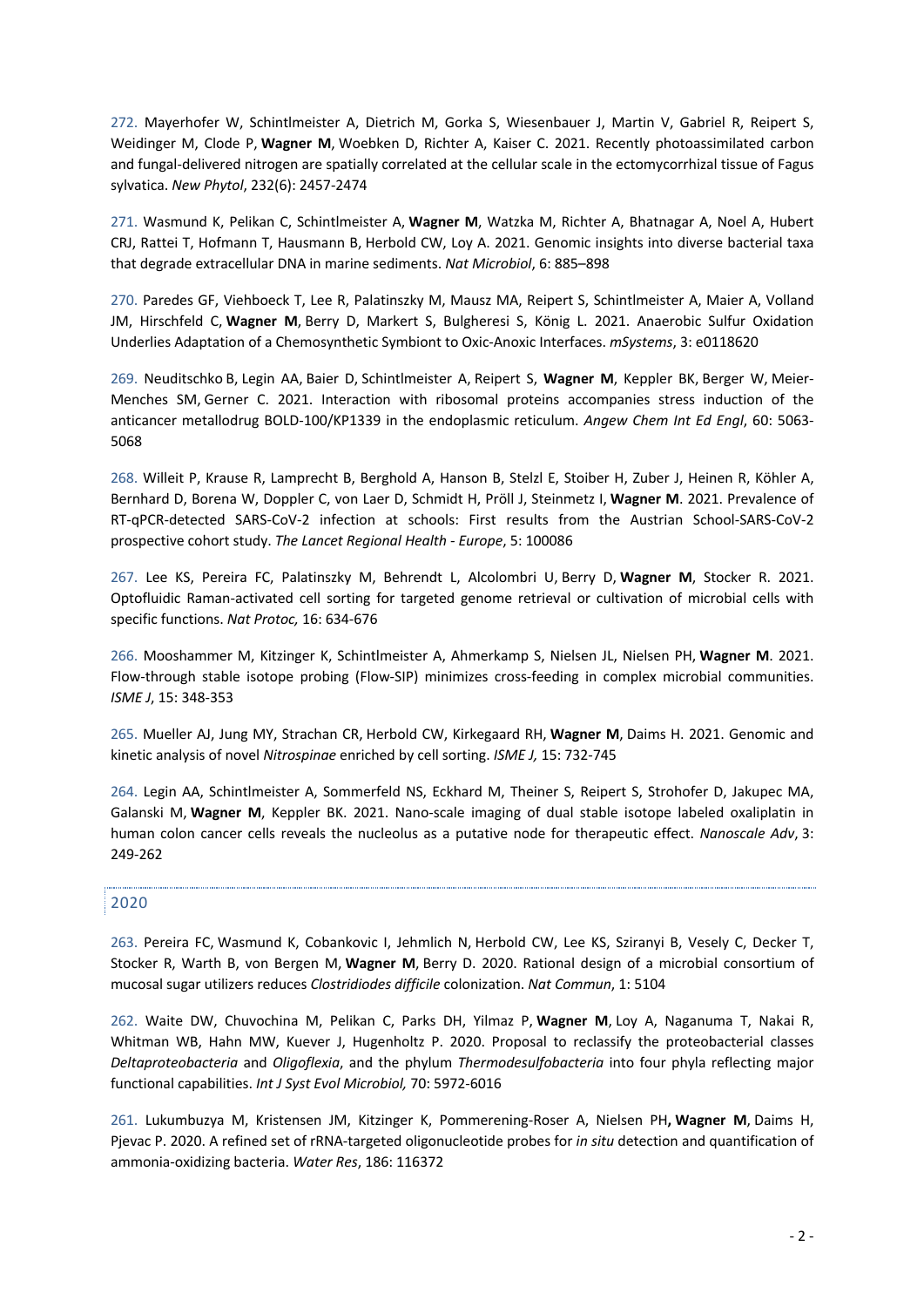272. Mayerhofer W, Schintlmeister A, Dietrich M, Gorka S, Wiesenbauer J, Martin V, Gabriel R, Reipert S, Weidinger M, Clode P, **Wagner M**, Woebken D, Richter A, Kaiser C. 2021. Recently photoassimilated carbon and fungal-delivered nitrogen are spatially correlated at the cellular scale in the ectomycorrhizal tissue of Fagus sylvatica. *New Phytol*, 232(6): 2457-2474

271. Wasmund K, Pelikan C, Schintlmeister A, **Wagner M**, Watzka M, Richter A, Bhatnagar A, Noel A, Hubert CRJ, Rattei T, Hofmann T, Hausmann B, Herbold CW, Loy A. 2021. Genomic insights into diverse bacterial taxa that degrade extracellular DNA in marine sediments. *Nat Microbiol*, 6: 885–898

270. Paredes GF, Viehboeck T, Lee R, Palatinszky M, Mausz MA, Reipert S, Schintlmeister A, Maier A, Volland JM, Hirschfeld C, **Wagner M**, Berry D, Markert S, Bulgheresi S, König L. 2021. Anaerobic Sulfur Oxidation Underlies Adaptation of a Chemosynthetic Symbiont to Oxic-Anoxic Interfaces. *mSystems*, 3: e0118620

269. Neuditschko B, Legin AA, Baier D, Schintlmeister A, Reipert S, **Wagner M**, Keppler BK, Berger W, Meier-Menches SM, Gerner C. 2021. Interaction with ribosomal proteins accompanies stress induction of the anticancer metallodrug BOLD-100/KP1339 in the endoplasmic reticulum. *Angew Chem Int Ed Engl*, 60: 5063-5068

268. Willeit P, Krause R, Lamprecht B, Berghold A, Hanson B, Stelzl E, Stoiber H, Zuber J, Heinen R, Köhler A, Bernhard D, Borena W, Doppler C, von Laer D, Schmidt H, Pröll J, Steinmetz I, **Wagner M**. 2021. Prevalence of RT-qPCR-detected SARS-CoV-2 infection at schools: First results from the Austrian School-SARS-CoV-2 prospective cohort study. *The Lancet Regional Health - Europe*, 5: 100086

267. Lee KS, Pereira FC, Palatinszky M, Behrendt L, Alcolombri U, Berry D, **Wagner M**, Stocker R. 2021. Optofluidic Raman-activated cell sorting for targeted genome retrieval or cultivation of microbial cells with specific functions. *Nat Protoc,* 16: 634-676

266. Mooshammer M, Kitzinger K, Schintlmeister A, Ahmerkamp S, Nielsen JL, Nielsen PH, **Wagner M**. 2021. Flow-through stable isotope probing (Flow-SIP) minimizes cross-feeding in complex microbial communities. *ISME J*, 15: 348-353

265. Mueller AJ, Jung MY, Strachan CR, Herbold CW, Kirkegaard RH, **Wagner M**, Daims H. 2021. Genomic and kinetic analysis of novel *Nitrospinae* enriched by cell sorting. *ISME J,* 15: 732-745

264. Legin AA, Schintlmeister A, Sommerfeld NS, Eckhard M, Theiner S, Reipert S, Strohofer D, Jakupec MA, Galanski M, **Wagner M**, Keppler BK. 2021. Nano-scale imaging of dual stable isotope labeled oxaliplatin in human colon cancer cells reveals the nucleolus as a putative node for therapeutic effect. *Nanoscale Adv*, 3: 249-262

## 2020

263. Pereira FC, Wasmund K, Cobankovic I, Jehmlich N, Herbold CW, Lee KS, Sziranyi B, Vesely C, Decker T, Stocker R, Warth B, von Bergen M, **Wagner M**, Berry D. 2020. Rational design of a microbial consortium of mucosal sugar utilizers reduces *Clostridiodes difficile* colonization. *Nat Commun*, 1: 5104

262. Waite DW, Chuvochina M, Pelikan C, Parks DH, Yilmaz P, **Wagner M**, Loy A, Naganuma T, Nakai R, Whitman WB, Hahn MW, Kuever J, Hugenholtz P. 2020. Proposal to reclassify the proteobacterial classes *Deltaproteobacteria* and *Oligoflexia*, and the phylum *Thermodesulfobacteria* into four phyla reflecting major functional capabilities. *Int J Syst Evol Microbiol,* 70: 5972-6016

261. Lukumbuzya M, Kristensen JM, Kitzinger K, Pommerening-Roser A, Nielsen PH**, Wagner M**, Daims H, Pjevac P. 2020. A refined set of rRNA-targeted oligonucleotide probes for *in situ* detection and quantification of ammonia-oxidizing bacteria. *Water Res*, 186: 116372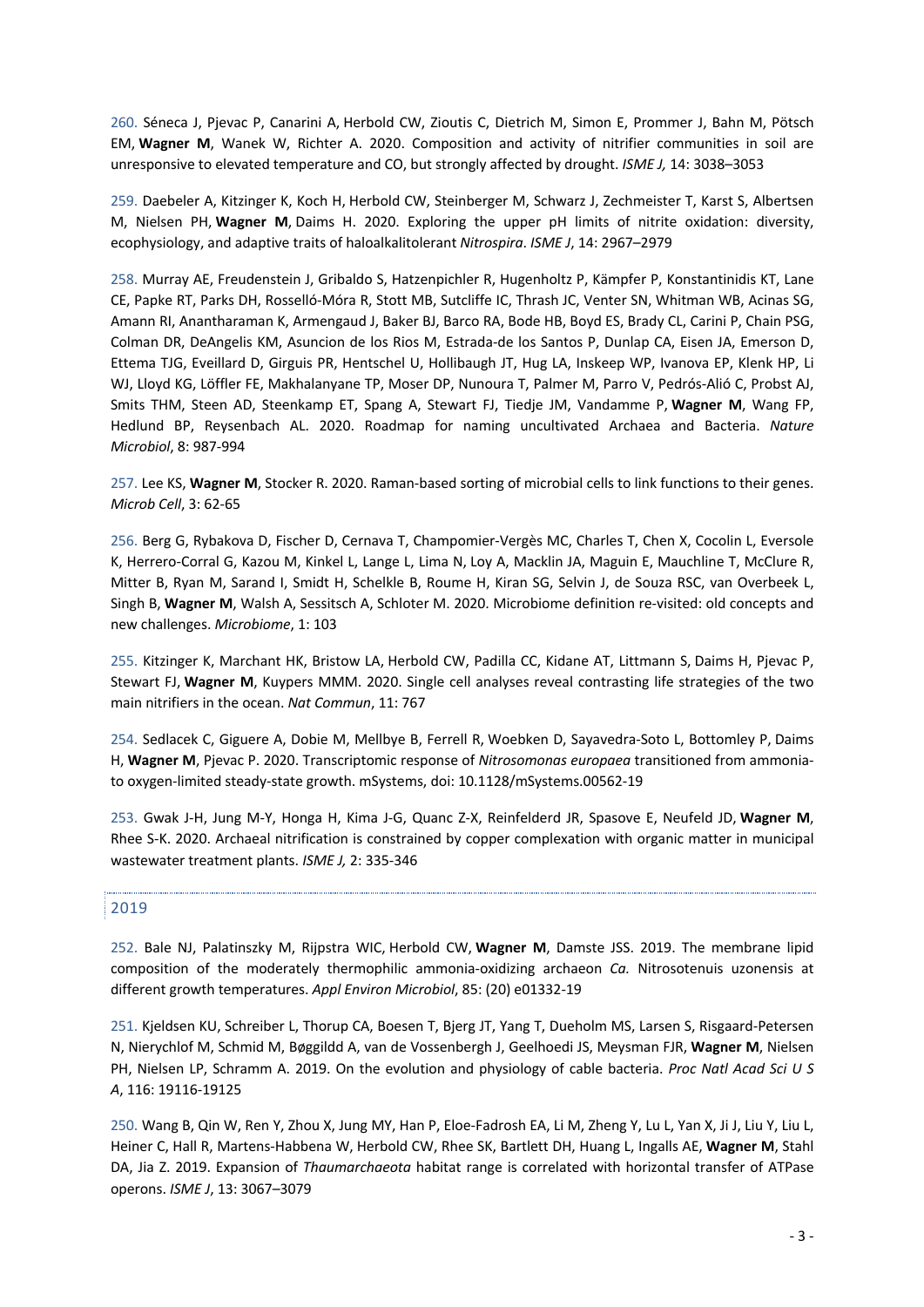260. Séneca J, Pjevac P, Canarini A, Herbold CW, Zioutis C, Dietrich M, Simon E, Prommer J, Bahn M, Pötsch EM, **Wagner M**, Wanek W, Richter A. 2020. Composition and activity of nitrifier communities in soil are unresponsive to elevated temperature and CO, but strongly affected by drought. *ISME J,* 14: 3038–3053

259. Daebeler A, Kitzinger K, Koch H, Herbold CW, Steinberger M, Schwarz J, Zechmeister T, Karst S, Albertsen M, Nielsen PH, **Wagner M**, Daims H. 2020. Exploring the upper pH limits of nitrite oxidation: diversity, ecophysiology, and adaptive traits of haloalkalitolerant *Nitrospira*. *ISME J*, 14: 2967–2979

258. Murray AE, Freudenstein J, Gribaldo S, Hatzenpichler R, Hugenholtz P, Kämpfer P, Konstantinidis KT, Lane CE, Papke RT, Parks DH, Rosselló-Móra R, Stott MB, Sutcliffe IC, Thrash JC, Venter SN, Whitman WB, Acinas SG, Amann RI, Anantharaman K, Armengaud J, Baker BJ, Barco RA, Bode HB, Boyd ES, Brady CL, Carini P, Chain PSG, Colman DR, DeAngelis KM, Asuncion de los Rios M, Estrada-de los Santos P, Dunlap CA, Eisen JA, Emerson D, Ettema TJG, Eveillard D, Girguis PR, Hentschel U, Hollibaugh JT, Hug LA, Inskeep WP, Ivanova EP, Klenk HP, Li WJ, Lloyd KG, Löffler FE, Makhalanyane TP, Moser DP, Nunoura T, Palmer M, Parro V, Pedrós-Alió C, Probst AJ, Smits THM, Steen AD, Steenkamp ET, Spang A, Stewart FJ, Tiedje JM, Vandamme P, **Wagner M**, Wang FP, Hedlund BP, Reysenbach AL. 2020. Roadmap for naming uncultivated Archaea and Bacteria. *Nature Microbiol*, 8: 987-994

257. Lee KS, **Wagner M**, Stocker R. 2020. Raman-based sorting of microbial cells to link functions to their genes. *Microb Cell*, 3: 62-65

256. Berg G, Rybakova D, Fischer D, Cernava T, Champomier-Vergès MC, Charles T, Chen X, Cocolin L, Eversole K, Herrero-Corral G, Kazou M, Kinkel L, Lange L, Lima N, Loy A, Macklin JA, Maguin E, Mauchline T, McClure R, Mitter B, Ryan M, Sarand I, Smidt H, Schelkle B, Roume H, Kiran SG, Selvin J, de Souza RSC, van Overbeek L, Singh B, **Wagner M**, Walsh A, Sessitsch A, Schloter M. 2020. Microbiome definition re-visited: old concepts and new challenges. *Microbiome*, 1: 103

255. Kitzinger K, Marchant HK, Bristow LA, Herbold CW, Padilla CC, Kidane AT, Littmann S, Daims H, Pjevac P, Stewart FJ, **Wagner M**, Kuypers MMM. 2020. Single cell analyses reveal contrasting life strategies of the two main nitrifiers in the ocean. *Nat Commun*, 11: 767

254. Sedlacek C, Giguere A, Dobie M, Mellbye B, Ferrell R, Woebken D, Sayavedra-Soto L, Bottomley P, Daims H, **Wagner M**, Pjevac P. 2020. Transcriptomic response of *Nitrosomonas europaea* transitioned from ammonia-to oxygen-limited steady-state growth. mSystems, doi: 10.1128/mSystems.00562-19

253. Gwak J-H, Jung M-Y, Honga H, Kima J-G, Quanc Z-X, Reinfelderd JR, Spasove E, Neufeld JD, **Wagner M**, Rhee S-K. 2020. Archaeal nitrification is constrained by copper complexation with organic matter in municipal wastewater treatment plants. *ISME J,* 2: 335-346

## 2019

252. Bale NJ, Palatinszky M, Rijpstra WIC, Herbold CW, **Wagner M**, Damste JSS. 2019. The membrane lipid composition of the moderately thermophilic ammonia-oxidizing archaeon *Ca.* Nitrosotenuis uzonensis at different growth temperatures. *Appl Environ Microbiol*, 85: (20) e01332-19

251. Kjeldsen KU, Schreiber L, Thorup CA, Boesen T, Bjerg JT, Yang T, Dueholm MS, Larsen S, Risgaard-Petersen N, Nierychlof M, Schmid M, Bøggildd A, van de Vossenbergh J, Geelhoedi JS, Meysman FJR, **Wagner M**, Nielsen PH, Nielsen LP, Schramm A. 2019. On the evolution and physiology of cable bacteria. *Proc Natl Acad Sci U S A*, 116: 19116-19125

250. Wang B, Qin W, Ren Y, Zhou X, Jung MY, Han P, Eloe-Fadrosh EA, Li M, Zheng Y, Lu L, Yan X, Ji J, Liu Y, Liu L, Heiner C, Hall R, Martens-Habbena W, Herbold CW, Rhee SK, Bartlett DH, Huang L, Ingalls AE, **Wagner M**, Stahl DA, Jia Z. 2019. Expansion of *Thaumarchaeota* habitat range is correlated with horizontal transfer of ATPase operons. *ISME J*, 13: 3067–3079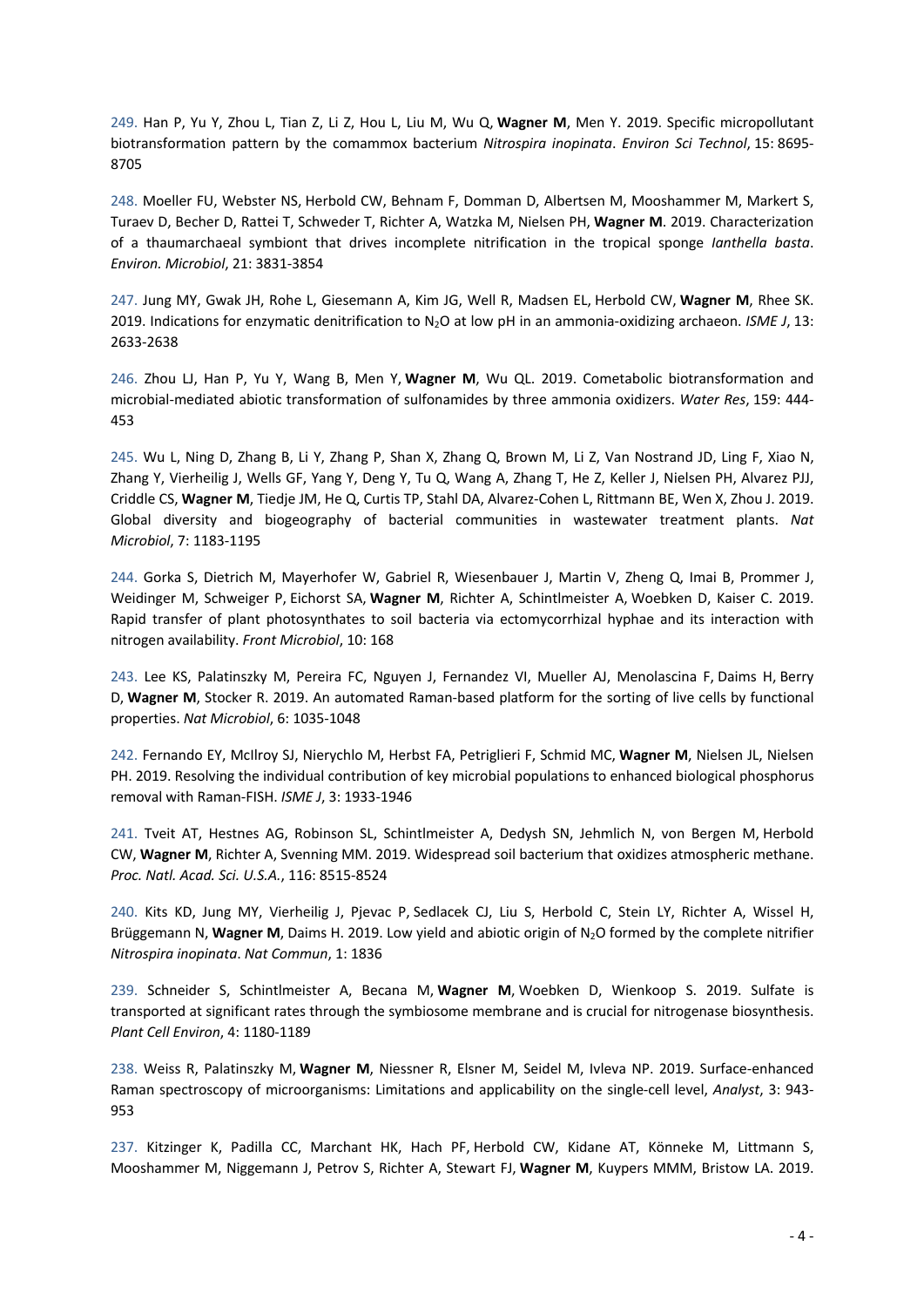249. Han P, Yu Y, Zhou L, Tian Z, Li Z, Hou L, Liu M, Wu Q, **Wagner M**, Men Y. 2019. Specific micropollutant biotransformation pattern by the comammox bacterium *Nitrospira inopinata*. *Environ Sci Technol*, 15: 8695-8705

248. Moeller FU, Webster NS, Herbold CW, Behnam F, Domman D, Albertsen M, Mooshammer M, Markert S, Turaev D, Becher D, Rattei T, Schweder T, Richter A, Watzka M, Nielsen PH, **Wagner M**. 2019. Characterization of a thaumarchaeal symbiont that drives incomplete nitrification in the tropical sponge *Ianthella basta*. *Environ. Microbiol*, 21: 3831-3854

247. Jung MY, Gwak JH, Rohe L, Giesemann A, Kim JG, Well R, Madsen EL, Herbold CW, **Wagner M**, Rhee SK. 2019. Indications for enzymatic denitrification to $N_2O$ at low pH in an ammonia-oxidizing archaeon. *ISME J*, 13: 2633-2638

246. Zhou LJ, Han P, Yu Y, Wang B, Men Y, **Wagner M**, Wu QL. 2019. Cometabolic biotransformation and microbial-mediated abiotic transformation of sulfonamides by three ammonia oxidizers. *Water Res*, 159: 444-453

245. Wu L, Ning D, Zhang B, Li Y, Zhang P, Shan X, Zhang Q, Brown M, Li Z, Van Nostrand JD, Ling F, Xiao N, Zhang Y, Vierheilig J, Wells GF, Yang Y, Deng Y, Tu Q, Wang A, Zhang T, He Z, Keller J, Nielsen PH, Alvarez PJJ, Criddle CS, **Wagner M**, Tiedje JM, He Q, Curtis TP, Stahl DA, Alvarez-Cohen L, Rittmann BE, Wen X, Zhou J. 2019. Global diversity and biogeography of bacterial communities in wastewater treatment plants. *Nat Microbiol*, 7: 1183-1195

244. Gorka S, Dietrich M, Mayerhofer W, Gabriel R, Wiesenbauer J, Martin V, Zheng Q, Imai B, Prommer J, Weidinger M, Schweiger P, Eichorst SA, **Wagner M**, Richter A, Schintlmeister A, Woebken D, Kaiser C. 2019. Rapid transfer of plant photosynthates to soil bacteria via ectomycorrhizal hyphae and its interaction with nitrogen availability. *Front Microbiol*, 10: 168

243. Lee KS, Palatinszky M, Pereira FC, Nguyen J, Fernandez VI, Mueller AJ, Menolascina F, Daims H, Berry D, **Wagner M**, Stocker R. 2019. An automated Raman-based platform for the sorting of live cells by functional properties. *Nat Microbiol*, 6: 1035-1048

242. Fernando EY, McIlroy SJ, Nierychlo M, Herbst FA, Petriglieri F, Schmid MC, **Wagner M**, Nielsen JL, Nielsen PH. 2019. Resolving the individual contribution of key microbial populations to enhanced biological phosphorus removal with Raman-FISH. *ISME J*, 3: 1933-1946

241. Tveit AT, Hestnes AG, Robinson SL, Schintlmeister A, Dedysh SN, Jehmlich N, von Bergen M, Herbold CW, **Wagner M**, Richter A, Svenning MM. 2019. Widespread soil bacterium that oxidizes atmospheric methane. *Proc. Natl. Acad. Sci. U.S.A.*, 116: 8515-8524

240. Kits KD, Jung MY, Vierheilig J, Pjevac P, Sedlacek CJ, Liu S, Herbold C, Stein LY, Richter A, Wissel H, Brüggemann N, **Wagner M**, Daims H. 2019. Low yield and abiotic origin of $N_2O$ formed by the complete nitrifier *Nitrospira inopinata*. *Nat Commun*, 1: 1836

239. Schneider S, Schintlmeister A, Becana M, **Wagner M**, Woebken D, Wienkoop S. 2019. Sulfate is transported at significant rates through the symbiosome membrane and is crucial for nitrogenase biosynthesis. *Plant Cell Environ*, 4: 1180-1189

238. Weiss R, Palatinszky M, **Wagner M**, Niessner R, Elsner M, Seidel M, Ivleva NP. 2019. Surface-enhanced Raman spectroscopy of microorganisms: Limitations and applicability on the single-cell level, *Analyst*, 3: 943-953

237. Kitzinger K, Padilla CC, Marchant HK, Hach PF, Herbold CW, Kidane AT, Könneke M, Littmann S, Mooshammer M, Niggemann J, Petrov S, Richter A, Stewart FJ, **Wagner M**, Kuypers MMM, Bristow LA. 2019.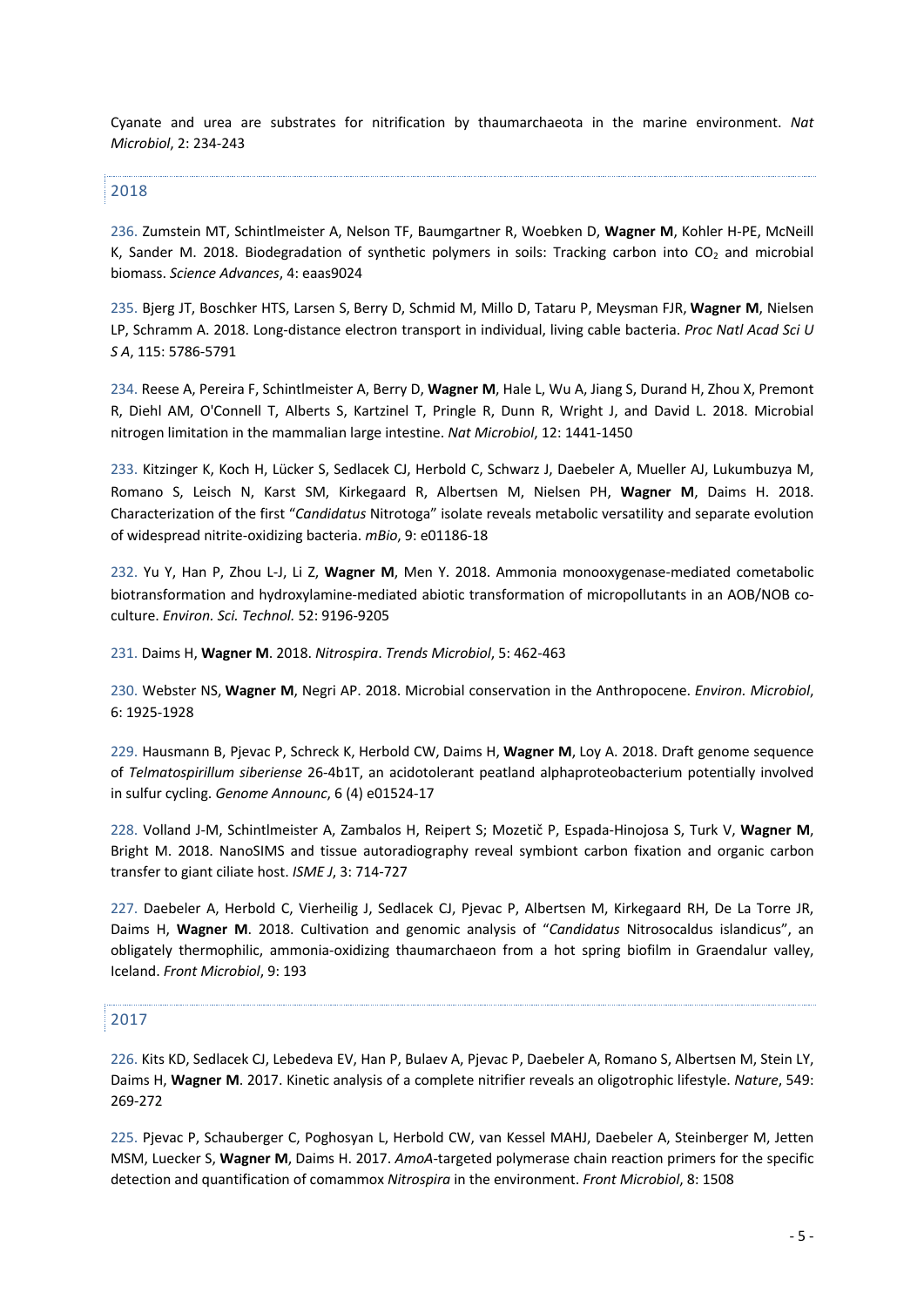Cyanate and urea are substrates for nitrification by thaumarchaeota in the marine environment. *Nat Microbiol*, 2: 234-243

## 2018

236. Zumstein MT, Schintlmeister A, Nelson TF, Baumgartner R, Woebken D, **Wagner M**, Kohler H-PE, McNeill K, Sander M. 2018. Biodegradation of synthetic polymers in soils: Tracking carbon into $CO_2$ and microbial biomass. *Science Advances*, 4: eaas9024

235. Bjerg JT, Boschker HTS, Larsen S, Berry D, Schmid M, Millo D, Tataru P, Meysman FJR, **Wagner M**, Nielsen LP, Schramm A. 2018. Long-distance electron transport in individual, living cable bacteria. *Proc Natl Acad Sci U S A*, 115: 5786-5791

234. Reese A, Pereira F, Schintlmeister A, Berry D, **Wagner M**, Hale L, Wu A, Jiang S, Durand H, Zhou X, Premont R, Diehl AM, O'Connell T, Alberts S, Kartzinel T, Pringle R, Dunn R, Wright J, and David L. 2018. Microbial nitrogen limitation in the mammalian large intestine. *Nat Microbiol*, 12: 1441-1450

233. Kitzinger K, Koch H, Lücker S, Sedlacek CJ, Herbold C, Schwarz J, Daebeler A, Mueller AJ, Lukumbuzya M, Romano S, Leisch N, Karst SM, Kirkegaard R, Albertsen M, Nielsen PH, **Wagner M**, Daims H. 2018. Characterization of the first "*Candidatus* Nitrotoga" isolate reveals metabolic versatility and separate evolution of widespread nitrite-oxidizing bacteria. *mBio*, 9: e01186-18

232. Yu Y, Han P, Zhou L-J, Li Z, **Wagner M**, Men Y. 2018. Ammonia monooxygenase-mediated cometabolic biotransformation and hydroxylamine-mediated abiotic transformation of micropollutants in an AOB/NOB co-culture. *Environ. Sci. Technol.* 52: 9196-9205

231. Daims H, **Wagner M**. 2018. *Nitrospira*. *Trends Microbiol*, 5: 462-463

230. Webster NS, **Wagner M**, Negri AP. 2018. Microbial conservation in the Anthropocene. *Environ. Microbiol*, 6: 1925-1928

229. Hausmann B, Pjevac P, Schreck K, Herbold CW, Daims H, **Wagner M**, Loy A. 2018. Draft genome sequence of *Telmatospirillum siberiense* 26-4b1T, an acidotolerant peatland alphaproteobacterium potentially involved in sulfur cycling. *Genome Announc*, 6 (4) e01524-17

228. Volland J-M, Schintlmeister A, Zambalos H, Reipert S; Mozetič P, Espada-Hinojosa S, Turk V, **Wagner M**, Bright M. 2018. NanoSIMS and tissue autoradiography reveal symbiont carbon fixation and organic carbon transfer to giant ciliate host. *ISME J*, 3: 714-727

227. Daebeler A, Herbold C, Vierheilig J, Sedlacek CJ, Pjevac P, Albertsen M, Kirkegaard RH, De La Torre JR, Daims H, **Wagner M**. 2018. Cultivation and genomic analysis of "*Candidatus* Nitrosocaldus islandicus", an obligately thermophilic, ammonia-oxidizing thaumarchaeon from a hot spring biofilm in Graendalur valley, Iceland. *Front Microbiol*, 9: 193

## 2017

226. Kits KD, Sedlacek CJ, Lebedeva EV, Han P, Bulaev A, Pjevac P, Daebeler A, Romano S, Albertsen M, Stein LY, Daims H, **Wagner M**. 2017. Kinetic analysis of a complete nitrifier reveals an oligotrophic lifestyle. *Nature*, 549: 269-272

225. Pjevac P, Schauberger C, Poghosyan L, Herbold CW, van Kessel MAHJ, Daebeler A, Steinberger M, Jetten MSM, Luecker S, **Wagner M**, Daims H. 2017. *AmoA*-targeted polymerase chain reaction primers for the specific detection and quantification of comammox *Nitrospira* in the environment. *Front Microbiol*, 8: 1508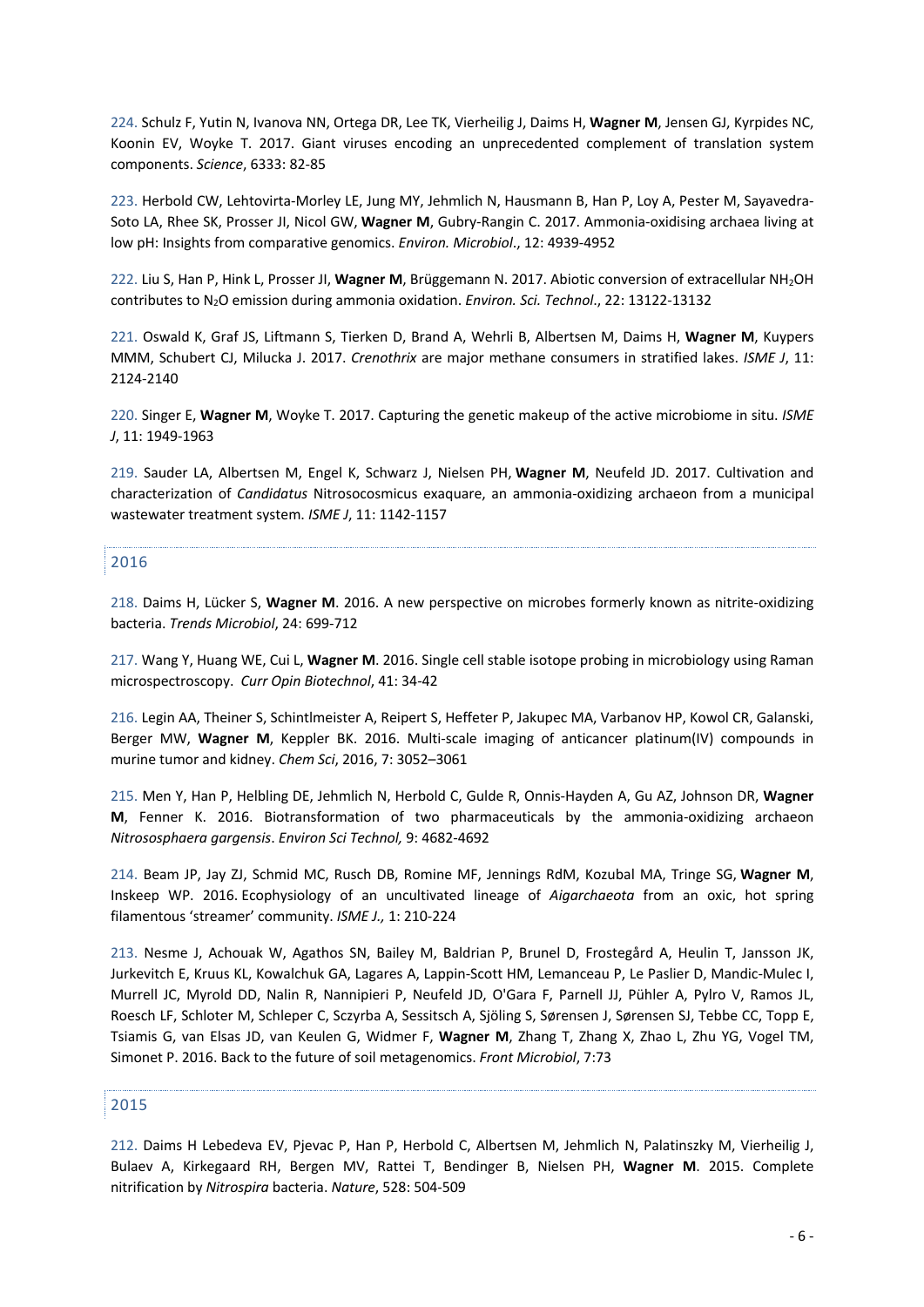224. Schulz F, Yutin N, Ivanova NN, Ortega DR, Lee TK, Vierheilig J, Daims H, **Wagner M**, Jensen GJ, Kyrpides NC, Koonin EV, Woyke T. 2017. Giant viruses encoding an unprecedented complement of translation system components. *Science*, 6333: 82-85

223. Herbold CW, Lehtovirta-Morley LE, Jung MY, Jehmlich N, Hausmann B, Han P, Loy A, Pester M, Sayavedra-Soto LA, Rhee SK, Prosser JI, Nicol GW, **Wagner M**, Gubry-Rangin C. 2017. Ammonia-oxidising archaea living at low pH: Insights from comparative genomics. *Environ. Microbiol*., 12: 4939-4952

222. Liu S, Han P, Hink L, Prosser JI, **Wagner M**, Brüggemann N. 2017. Abiotic conversion of extracellular $NH_2OH$ contributes to $N_2O$ emission during ammonia oxidation. *Environ. Sci. Technol*., 22: 13122-13132

221. Oswald K, Graf JS, Liftmann S, Tierken D, Brand A, Wehrli B, Albertsen M, Daims H, **Wagner M**, Kuypers MMM, Schubert CJ, Milucka J. 2017. *Crenothrix* are major methane consumers in stratified lakes. *ISME J*, 11: 2124-2140

220. Singer E, **Wagner M**, Woyke T. 2017. Capturing the genetic makeup of the active microbiome in situ. *ISME J*, 11: 1949-1963

219. Sauder LA, Albertsen M, Engel K, Schwarz J, Nielsen PH, **Wagner M**, Neufeld JD. 2017. Cultivation and characterization of *Candidatus* Nitrosocosmicus exaquare, an ammonia-oxidizing archaeon from a municipal wastewater treatment system. *ISME J*, 11: 1142-1157

## 2016

218. Daims H, Lücker S, **Wagner M**. 2016. A new perspective on microbes formerly known as nitrite-oxidizing bacteria. *Trends Microbiol*, 24: 699-712

217. Wang Y, Huang WE, Cui L, **Wagner M**. 2016. Single cell stable isotope probing in microbiology using Raman microspectroscopy. *Curr Opin Biotechnol*, 41: 34-42

216. Legin AA, Theiner S, Schintlmeister A, Reipert S, Heffeter P, Jakupec MA, Varbanov HP, Kowol CR, Galanski, Berger MW, **Wagner M**, Keppler BK. 2016. Multi-scale imaging of anticancer platinum(IV) compounds in murine tumor and kidney. *Chem Sci*, 2016, 7: 3052–3061

215. Men Y, Han P, Helbling DE, Jehmlich N, Herbold C, Gulde R, Onnis-Hayden A, Gu AZ, Johnson DR, **Wagner M**, Fenner K. 2016. Biotransformation of two pharmaceuticals by the ammonia-oxidizing archaeon *Nitrososphaera gargensis*. *Environ Sci Technol,* 9: 4682-4692

214. Beam JP, Jay ZJ, Schmid MC, Rusch DB, Romine MF, Jennings RdM, Kozubal MA, Tringe SG, **Wagner M**, Inskeep WP. 2016. Ecophysiology of an uncultivated lineage of *Aigarchaeota* from an oxic, hot spring filamentous 'streamer' community. *ISME J.,* 1: 210-224

213. Nesme J, Achouak W, Agathos SN, Bailey M, Baldrian P, Brunel D, Frostegård A, Heulin T, Jansson JK, Jurkevitch E, Kruus KL, Kowalchuk GA, Lagares A, Lappin-Scott HM, Lemanceau P, Le Paslier D, Mandic-Mulec I, Murrell JC, Myrold DD, Nalin R, Nannipieri P, Neufeld JD, O'Gara F, Parnell JJ, Pühler A, Pylro V, Ramos JL, Roesch LF, Schloter M, Schleper C, Sczyrba A, Sessitsch A, Sjöling S, Sørensen J, Sørensen SJ, Tebbe CC, Topp E, Tsiamis G, van Elsas JD, van Keulen G, Widmer F, **Wagner M**, Zhang T, Zhang X, Zhao L, Zhu YG, Vogel TM, Simonet P. 2016. Back to the future of soil metagenomics. *Front Microbiol*, 7:73

## 2015

212. Daims H Lebedeva EV, Pjevac P, Han P, Herbold C, Albertsen M, Jehmlich N, Palatinszky M, Vierheilig J, Bulaev A, Kirkegaard RH, Bergen MV, Rattei T, Bendinger B, Nielsen PH, **Wagner M**. 2015. Complete nitrification by *Nitrospira* bacteria. *Nature*, 528: 504-509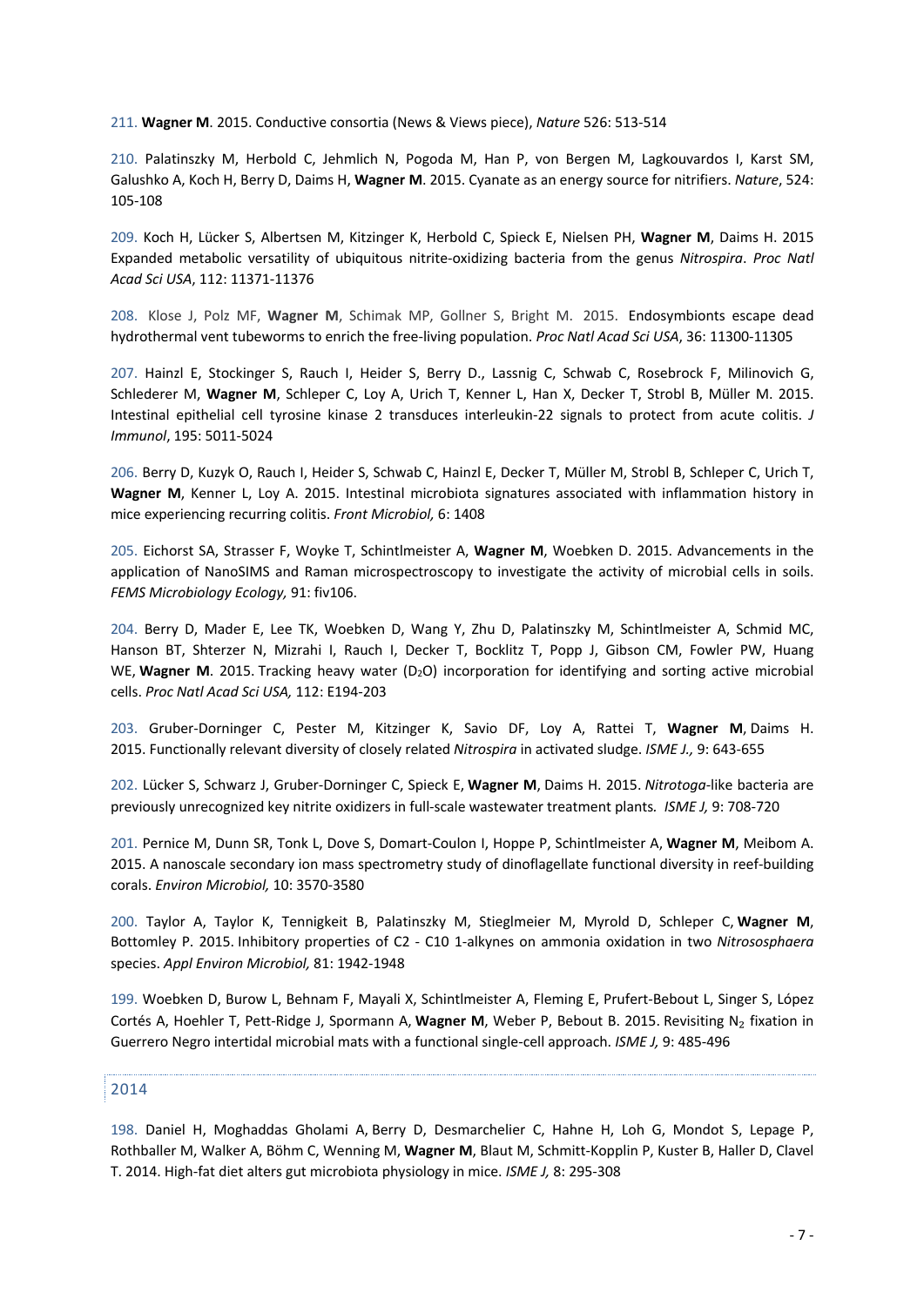211. **Wagner M**. 2015. Conductive consortia (News & Views piece), *Nature* 526: 513-514

210. Palatinszky M, Herbold C, Jehmlich N, Pogoda M, Han P, von Bergen M, Lagkouvardos I, Karst SM, Galushko A, Koch H, Berry D, Daims H, **Wagner M**. 2015. Cyanate as an energy source for nitrifiers. *Nature*, 524: 105-108

209. Koch H, Lücker S, Albertsen M, Kitzinger K, Herbold C, Spieck E, Nielsen PH, **Wagner M**, Daims H. 2015 Expanded metabolic versatility of ubiquitous nitrite-oxidizing bacteria from the genus *Nitrospira*. *Proc Natl Acad Sci USA*, 112: 11371-11376

208. Klose J, Polz MF, **Wagner M**, Schimak MP, Gollner S, Bright M. 2015. Endosymbionts escape dead hydrothermal vent tubeworms to enrich the free-living population. *Proc Natl Acad Sci USA*, 36: 11300-11305

207. Hainzl E, Stockinger S, Rauch I, Heider S, Berry D., Lassnig C, Schwab C, Rosebrock F, Milinovich G, Schlederer M, **Wagner M**, Schleper C, Loy A, Urich T, Kenner L, Han X, Decker T, Strobl B, Müller M. 2015. Intestinal epithelial cell tyrosine kinase 2 transduces interleukin-22 signals to protect from acute colitis. *J Immunol*, 195: 5011-5024

206. Berry D, Kuzyk O, Rauch I, Heider S, Schwab C, Hainzl E, Decker T, Müller M, Strobl B, Schleper C, Urich T, **Wagner M**, Kenner L, Loy A. 2015. Intestinal microbiota signatures associated with inflammation history in mice experiencing recurring colitis. *Front Microbiol,* 6: 1408

205. Eichorst SA, Strasser F, Woyke T, Schintlmeister A, **Wagner M**, Woebken D. 2015. Advancements in the application of NanoSIMS and Raman microspectroscopy to investigate the activity of microbial cells in soils. *FEMS Microbiology Ecology,* 91: fiv106.

204. Berry D, Mader E, Lee TK, Woebken D, Wang Y, Zhu D, Palatinszky M, Schintlmeister A, Schmid MC, Hanson BT, Shterzer N, Mizrahi I, Rauch I, Decker T, Bocklitz T, Popp J, Gibson CM, Fowler PW, Huang WE, **Wagner M**. 2015. Tracking heavy water ($D_2O$) incorporation for identifying and sorting active microbial cells. *Proc Natl Acad Sci USA,* 112: E194-203

203. Gruber-Dorninger C, Pester M, Kitzinger K, Savio DF, Loy A, Rattei T, **Wagner M**, Daims H. 2015. Functionally relevant diversity of closely related *Nitrospira* in activated sludge. *ISME J.,* 9: 643-655

202. Lücker S, Schwarz J, Gruber-Dorninger C, Spieck E, **Wagner M**, Daims H. 2015. *Nitrotoga*-like bacteria are previously unrecognized key nitrite oxidizers in full-scale wastewater treatment plants. *ISME J,* 9: 708-720

201. Pernice M, Dunn SR, Tonk L, Dove S, Domart-Coulon I, Hoppe P, Schintlmeister A, **Wagner M**, Meibom A. 2015. A nanoscale secondary ion mass spectrometry study of dinoflagellate functional diversity in reef-building corals. *Environ Microbiol,* 10: 3570-3580

200. Taylor A, Taylor K, Tennigkeit B, Palatinszky M, Stieglmeier M, Myrold D, Schleper C, **Wagner M**, Bottomley P. 2015. Inhibitory properties of C2 - C10 1-alkynes on ammonia oxidation in two *Nitrososphaera* species. *Appl Environ Microbiol,* 81: 1942-1948

199. Woebken D, Burow L, Behnam F, Mayali X, Schintlmeister A, Fleming E, Prufert-Bebout L, Singer S, López Cortés A, Hoehler T, Pett-Ridge J, Spormann A, **Wagner M**, Weber P, Bebout B. 2015. Revisiting $N_2$ fixation in Guerrero Negro intertidal microbial mats with a functional single-cell approach. *ISME J,* 9: 485-496

## 2014

198. Daniel H, Moghaddas Gholami A, Berry D, Desmarchelier C, Hahne H, Loh G, Mondot S, Lepage P, Rothballer M, Walker A, Böhm C, Wenning M, **Wagner M**, Blaut M, Schmitt-Kopplin P, Kuster B, Haller D, Clavel T. 2014. High-fat diet alters gut microbiota physiology in mice. *ISME J,* 8: 295-308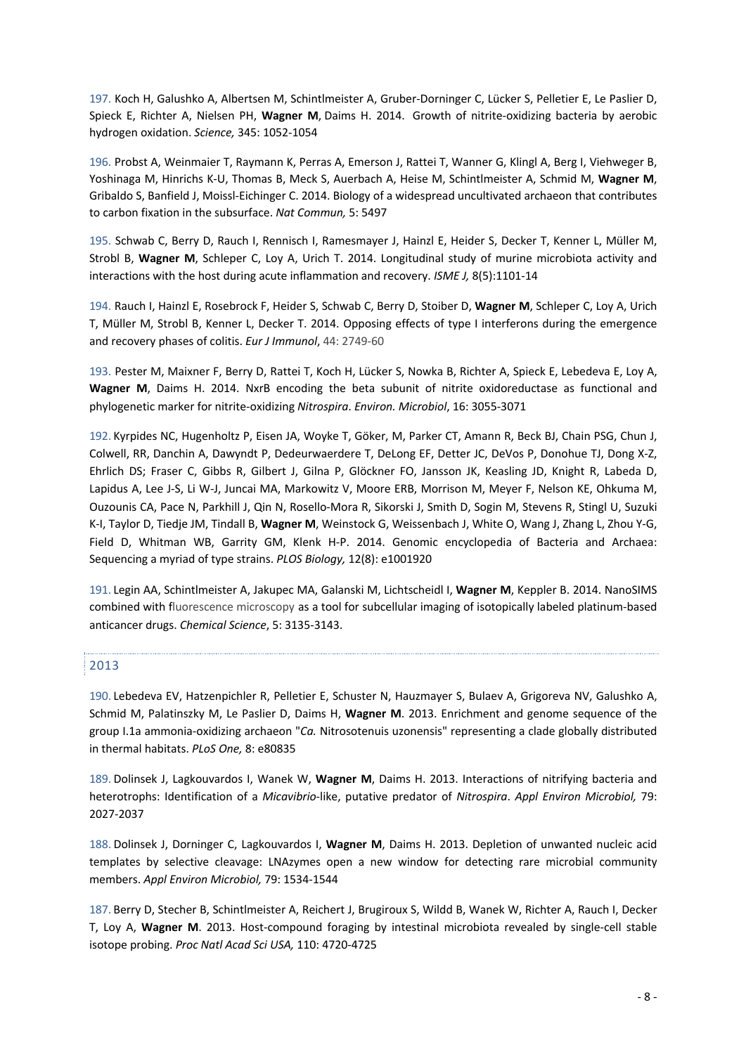197. Koch H, Galushko A, Albertsen M, Schintlmeister A, Gruber-Dorninger C, Lücker S, Pelletier E, Le Paslier D, Spieck E, Richter A, Nielsen PH, **Wagner M**, Daims H. 2014. Growth of nitrite-oxidizing bacteria by aerobic hydrogen oxidation. *Science,* 345: 1052-1054

196. Probst A, Weinmaier T, Raymann K, Perras A, Emerson J, Rattei T, Wanner G, Klingl A, Berg I, Viehweger B, Yoshinaga M, Hinrichs K-U, Thomas B, Meck S, Auerbach A, Heise M, Schintlmeister A, Schmid M, **Wagner M**, Gribaldo S, Banfield J, Moissl-Eichinger C. 2014. Biology of a widespread uncultivated archaeon that contributes to carbon fixation in the subsurface. *Nat Commun,* 5: 5497

195. Schwab C, Berry D, Rauch I, Rennisch I, Ramesmayer J, Hainzl E, Heider S, Decker T, Kenner L, Müller M, Strobl B, **Wagner M**, Schleper C, Loy A, Urich T. 2014. Longitudinal study of murine microbiota activity and interactions with the host during acute inflammation and recovery. *ISME J,* 8(5):1101-14

194. Rauch I, Hainzl E, Rosebrock F, Heider S, Schwab C, Berry D, Stoiber D, **Wagner M**, Schleper C, Loy A, Urich T, Müller M, Strobl B, Kenner L, Decker T. 2014. Opposing effects of type I interferons during the emergence and recovery phases of colitis. *Eur J Immunol*, 44: 2749-60

193. Pester M, Maixner F, Berry D, Rattei T, Koch H, Lücker S, Nowka B, Richter A, Spieck E, Lebedeva E, Loy A, **Wagner M**, Daims H. 2014. NxrB encoding the beta subunit of nitrite oxidoreductase as functional and phylogenetic marker for nitrite-oxidizing *Nitrospira*. *Environ. Microbiol*, 16: 3055-3071

192. Kyrpides NC, Hugenholtz P, Eisen JA, Woyke T, Göker, M, Parker CT, Amann R, Beck BJ, Chain PSG, Chun J, Colwell, RR, Danchin A, Dawyndt P, Dedeurwaerdere T, DeLong EF, Detter JC, DeVos P, Donohue TJ, Dong X-Z, Ehrlich DS; Fraser C, Gibbs R, Gilbert J, Gilna P, Glöckner FO, Jansson JK, Keasling JD, Knight R, Labeda D, Lapidus A, Lee J-S, Li W-J, Juncai MA, Markowitz V, Moore ERB, Morrison M, Meyer F, Nelson KE, Ohkuma M, Ouzounis CA, Pace N, Parkhill J, Qin N, Rosello-Mora R, Sikorski J, Smith D, Sogin M, Stevens R, Stingl U, Suzuki K-I, Taylor D, Tiedje JM, Tindall B, **Wagner M**, Weinstock G, Weissenbach J, White O, Wang J, Zhang L, Zhou Y-G, Field D, Whitman WB, Garrity GM, Klenk H-P. 2014. Genomic encyclopedia of Bacteria and Archaea: Sequencing a myriad of type strains. *PLOS Biology,* 12(8): e1001920

191. Legin AA, Schintlmeister A, Jakupec MA, Galanski M, Lichtscheidl I, **Wagner M**, Keppler B. 2014. NanoSIMS combined with fluorescence microscopy as a tool for subcellular imaging of isotopically labeled platinum-based anticancer drugs. *Chemical Science*, 5: 3135-3143.

## 2013

190. Lebedeva EV, Hatzenpichler R, Pelletier E, Schuster N, Hauzmayer S, Bulaev A, Grigoreva NV, Galushko A, Schmid M, Palatinszky M, Le Paslier D, Daims H, **Wagner M**. 2013. Enrichment and genome sequence of the group I.1a ammonia-oxidizing archaeon "*Ca.* Nitrosotenuis uzonensis" representing a clade globally distributed in thermal habitats. *PLoS One,* 8: e80835

189. Dolinsek J, Lagkouvardos I, Wanek W, **Wagner M**, Daims H. 2013. Interactions of nitrifying bacteria and heterotrophs: Identification of a *Micavibrio*-like, putative predator of *Nitrospira*. *Appl Environ Microbiol,* 79: 2027-2037

188. Dolinsek J, Dorninger C, Lagkouvardos I, **Wagner M**, Daims H. 2013. Depletion of unwanted nucleic acid templates by selective cleavage: LNAzymes open a new window for detecting rare microbial community members. *Appl Environ Microbiol,* 79: 1534-1544

187. Berry D, Stecher B, Schintlmeister A, Reichert J, Brugiroux S, Wildd B, Wanek W, Richter A, Rauch I, Decker T, Loy A, **Wagner M**. 2013. Host-compound foraging by intestinal microbiota revealed by single-cell stable isotope probing. *Proc Natl Acad Sci USA,* 110: 4720-4725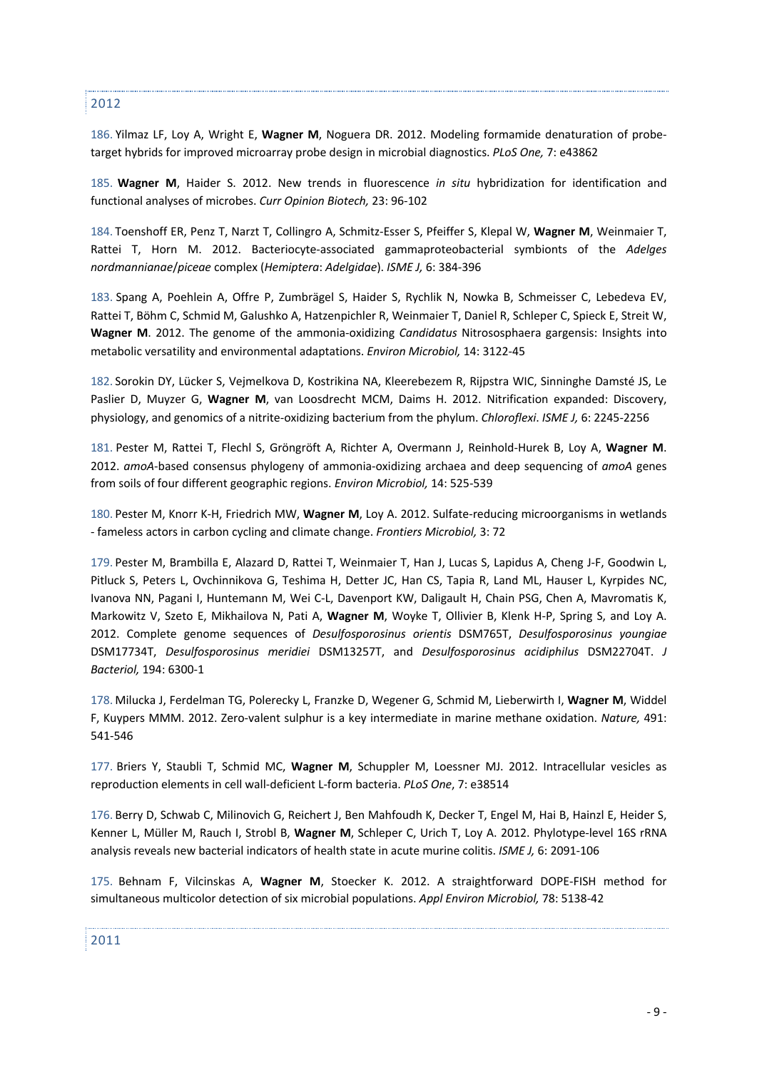## 2012

186. Yilmaz LF, Loy A, Wright E, **Wagner M**, Noguera DR. 2012. Modeling formamide denaturation of probe-target hybrids for improved microarray probe design in microbial diagnostics. *PLoS One,* 7: e43862

185. **Wagner M**, Haider S. 2012. New trends in fluorescence *in situ* hybridization for identification and functional analyses of microbes. *Curr Opinion Biotech,* 23: 96-102

184. Toenshoff ER, Penz T, Narzt T, Collingro A, Schmitz-Esser S, Pfeiffer S, Klepal W, **Wagner M**, Weinmaier T, Rattei T, Horn M. 2012. Bacteriocyte-associated gammaproteobacterial symbionts of the *Adelges nordmannianae*/*piceae* complex (*Hemiptera*: *Adelgidae*). *ISME J,* 6: 384-396

183. Spang A, Poehlein A, Offre P, Zumbrägel S, Haider S, Rychlik N, Nowka B, Schmeisser C, Lebedeva EV, Rattei T, Böhm C, Schmid M, Galushko A, Hatzenpichler R, Weinmaier T, Daniel R, Schleper C, Spieck E, Streit W, **Wagner M**. 2012. The genome of the ammonia-oxidizing *Candidatus* Nitrososphaera gargensis: Insights into metabolic versatility and environmental adaptations. *Environ Microbiol,* 14: 3122-45

182. Sorokin DY, Lücker S, Vejmelkova D, Kostrikina NA, Kleerebezem R, Rijpstra WIC, Sinninghe Damsté JS, Le Paslier D, Muyzer G, **Wagner M**, van Loosdrecht MCM, Daims H. 2012. Nitrification expanded: Discovery, physiology, and genomics of a nitrite-oxidizing bacterium from the phylum. *Chloroflexi*. *ISME J,* 6: 2245-2256

181. Pester M, Rattei T, Flechl S, Gröngröft A, Richter A, Overmann J, Reinhold-Hurek B, Loy A, **Wagner M**. 2012. *amoA*-based consensus phylogeny of ammonia-oxidizing archaea and deep sequencing of *amoA* genes from soils of four different geographic regions. *Environ Microbiol,* 14: 525-539

180. Pester M, Knorr K-H, Friedrich MW, **Wagner M**, Loy A. 2012. Sulfate-reducing microorganisms in wetlands - fameless actors in carbon cycling and climate change. *Frontiers Microbiol,* 3: 72

179. Pester M, Brambilla E, Alazard D, Rattei T, Weinmaier T, Han J, Lucas S, Lapidus A, Cheng J-F, Goodwin L, Pitluck S, Peters L, Ovchinnikova G, Teshima H, Detter JC, Han CS, Tapia R, Land ML, Hauser L, Kyrpides NC, Ivanova NN, Pagani I, Huntemann M, Wei C-L, Davenport KW, Daligault H, Chain PSG, Chen A, Mavromatis K, Markowitz V, Szeto E, Mikhailova N, Pati A, **Wagner M**, Woyke T, Ollivier B, Klenk H-P, Spring S, and Loy A. 2012. Complete genome sequences of *Desulfosporosinus orientis* DSM765T, *Desulfosporosinus youngiae* DSM17734T, *Desulfosporosinus meridiei* DSM13257T, and *Desulfosporosinus acidiphilus* DSM22704T. *J Bacteriol,* 194: 6300-1

178. Milucka J, Ferdelman TG, Polerecky L, Franzke D, Wegener G, Schmid M, Lieberwirth I, **Wagner M**, Widdel F, Kuypers MMM. 2012. Zero-valent sulphur is a key intermediate in marine methane oxidation. *Nature,* 491: 541-546

177. Briers Y, Staubli T, Schmid MC, **Wagner M**, Schuppler M, Loessner MJ. 2012. Intracellular vesicles as reproduction elements in cell wall-deficient L-form bacteria. *PLoS One*, 7: e38514

176. Berry D, Schwab C, Milinovich G, Reichert J, Ben Mahfoudh K, Decker T, Engel M, Hai B, Hainzl E, Heider S, Kenner L, Müller M, Rauch I, Strobl B, **Wagner M**, Schleper C, Urich T, Loy A. 2012. Phylotype-level 16S rRNA analysis reveals new bacterial indicators of health state in acute murine colitis. *ISME J,* 6: 2091-106

175. Behnam F, Vilcinskas A, **Wagner M**, Stoecker K. 2012. A straightforward DOPE-FISH method for simultaneous multicolor detection of six microbial populations. *Appl Environ Microbiol,* 78: 5138-42

## 2011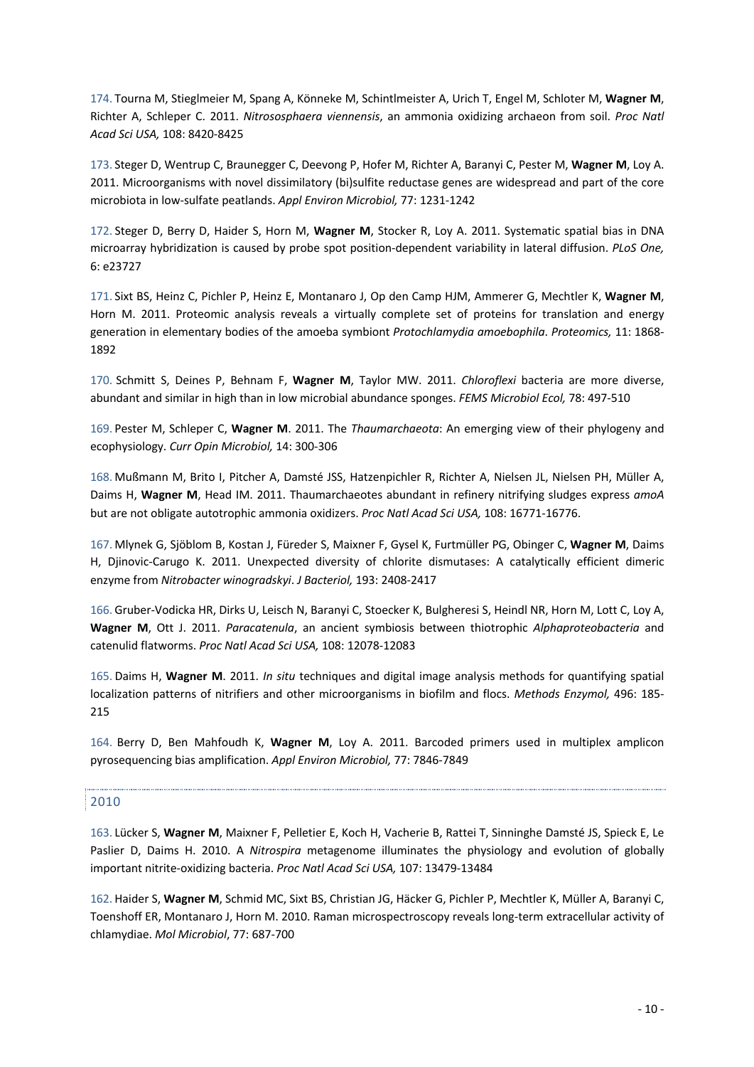174. Tourna M, Stieglmeier M, Spang A, Könneke M, Schintlmeister A, Urich T, Engel M, Schloter M, **Wagner M**, Richter A, Schleper C. 2011. *Nitrososphaera viennensis*, an ammonia oxidizing archaeon from soil. *Proc Natl Acad Sci USA,* 108: 8420-8425

173. Steger D, Wentrup C, Braunegger C, Deevong P, Hofer M, Richter A, Baranyi C, Pester M, **Wagner M**, Loy A. 2011. Microorganisms with novel dissimilatory (bi)sulfite reductase genes are widespread and part of the core microbiota in low-sulfate peatlands. *Appl Environ Microbiol,* 77: 1231-1242

172. Steger D, Berry D, Haider S, Horn M, **Wagner M**, Stocker R, Loy A. 2011. Systematic spatial bias in DNA microarray hybridization is caused by probe spot position-dependent variability in lateral diffusion. *PLoS One,* 6: e23727

171. Sixt BS, Heinz C, Pichler P, Heinz E, Montanaro J, Op den Camp HJM, Ammerer G, Mechtler K, **Wagner M**, Horn M. 2011. Proteomic analysis reveals a virtually complete set of proteins for translation and energy generation in elementary bodies of the amoeba symbiont *Protochlamydia amoebophila*. *Proteomics,* 11: 1868-1892

170. Schmitt S, Deines P, Behnam F, **Wagner M**, Taylor MW. 2011. *Chloroflexi* bacteria are more diverse, abundant and similar in high than in low microbial abundance sponges. *FEMS Microbiol Ecol,* 78: 497-510

169. Pester M, Schleper C, **Wagner M**. 2011. The *Thaumarchaeota*: An emerging view of their phylogeny and ecophysiology. *Curr Opin Microbiol,* 14: 300-306

168. Mußmann M, Brito I, Pitcher A, Damsté JSS, Hatzenpichler R, Richter A, Nielsen JL, Nielsen PH, Müller A, Daims H, **Wagner M**, Head IM. 2011. Thaumarchaeotes abundant in refinery nitrifying sludges express *amoA* but are not obligate autotrophic ammonia oxidizers. *Proc Natl Acad Sci USA,* 108: 16771-16776.

167. Mlynek G, Sjöblom B, Kostan J, Füreder S, Maixner F, Gysel K, Furtmüller PG, Obinger C, **Wagner M**, Daims H, Djinovic-Carugo K. 2011. Unexpected diversity of chlorite dismutases: A catalytically efficient dimeric enzyme from *Nitrobacter winogradskyi*. *J Bacteriol,* 193: 2408-2417

166. Gruber-Vodicka HR, Dirks U, Leisch N, Baranyi C, Stoecker K, Bulgheresi S, Heindl NR, Horn M, Lott C, Loy A, **Wagner M**, Ott J. 2011. *Paracatenula*, an ancient symbiosis between thiotrophic *Alphaproteobacteria* and catenulid flatworms. *Proc Natl Acad Sci USA,* 108: 12078-12083

165. Daims H, **Wagner M**. 2011. *In situ* techniques and digital image analysis methods for quantifying spatial localization patterns of nitrifiers and other microorganisms in biofilm and flocs. *Methods Enzymol,* 496: 185-215

164. Berry D, Ben Mahfoudh K, **Wagner M**, Loy A. 2011. Barcoded primers used in multiplex amplicon pyrosequencing bias amplification. *Appl Environ Microbiol,* 77: 7846-7849

## 2010

163. Lücker S, **Wagner M**, Maixner F, Pelletier E, Koch H, Vacherie B, Rattei T, Sinninghe Damsté JS, Spieck E, Le Paslier D, Daims H. 2010. A *Nitrospira* metagenome illuminates the physiology and evolution of globally important nitrite-oxidizing bacteria. *Proc Natl Acad Sci USA,* 107: 13479-13484

162. Haider S, **Wagner M**, Schmid MC, Sixt BS, Christian JG, Häcker G, Pichler P, Mechtler K, Müller A, Baranyi C, Toenshoff ER, Montanaro J, Horn M. 2010. Raman microspectroscopy reveals long-term extracellular activity of chlamydiae. *Mol Microbiol*, 77: 687-700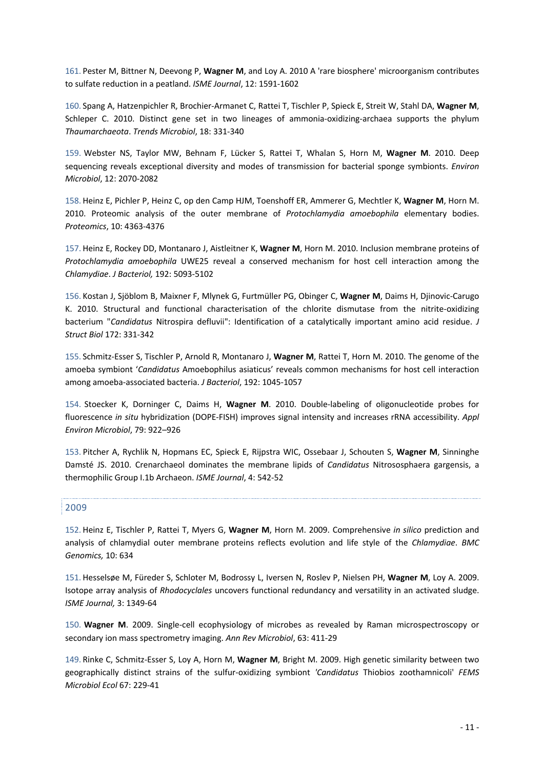161. Pester M, Bittner N, Deevong P, **Wagner M**, and Loy A. 2010 A 'rare biosphere' microorganism contributes to sulfate reduction in a peatland. *ISME Journal*, 12: 1591-1602

160. Spang A, Hatzenpichler R, Brochier-Armanet C, Rattei T, Tischler P, Spieck E, Streit W, Stahl DA, **Wagner M**, Schleper C. 2010. Distinct gene set in two lineages of ammonia-oxidizing-archaea supports the phylum *Thaumarchaeota*. *Trends Microbiol*, 18: 331-340

159. Webster NS, Taylor MW, Behnam F, Lücker S, Rattei T, Whalan S, Horn M, **Wagner M**. 2010. Deep sequencing reveals exceptional diversity and modes of transmission for bacterial sponge symbionts. *Environ Microbiol*, 12: 2070-2082

158. Heinz E, Pichler P, Heinz C, op den Camp HJM, Toenshoff ER, Ammerer G, Mechtler K, **Wagner M**, Horn M. 2010. Proteomic analysis of the outer membrane of *Protochlamydia amoebophila* elementary bodies. *Proteomics*, 10: 4363-4376

157. Heinz E, Rockey DD, Montanaro J, Aistleitner K, **Wagner M**, Horn M. 2010. Inclusion membrane proteins of *Protochlamydia amoebophila* UWE25 reveal a conserved mechanism for host cell interaction among the *Chlamydiae*. *J Bacteriol,* 192: 5093-5102

156. Kostan J, Sjöblom B, Maixner F, Mlynek G, Furtmüller PG, Obinger C, **Wagner M**, Daims H, Djinovic-Carugo K. 2010. Structural and functional characterisation of the chlorite dismutase from the nitrite-oxidizing bacterium "*Candidatus* Nitrospira defluvii": Identification of a catalytically important amino acid residue. *J Struct Biol* 172: 331-342

155. Schmitz-Esser S, Tischler P, Arnold R, Montanaro J, **Wagner M**, Rattei T, Horn M. 2010. The genome of the amoeba symbiont '*Candidatus* Amoebophilus asiaticus' reveals common mechanisms for host cell interaction among amoeba-associated bacteria. *J Bacteriol*, 192: 1045-1057

154. Stoecker K, Dorninger C, Daims H, **Wagner M**. 2010. Double-labeling of oligonucleotide probes for fluorescence *in situ* hybridization (DOPE-FISH) improves signal intensity and increases rRNA accessibility. *Appl Environ Microbiol*, 79: 922–926

153. Pitcher A, Rychlik N, Hopmans EC, Spieck E, Rijpstra WIC, Ossebaar J, Schouten S, **Wagner M**, Sinninghe Damsté JS. 2010. Crenarchaeol dominates the membrane lipids of *Candidatus* Nitrososphaera gargensis, a thermophilic Group I.1b Archaeon. *ISME Journal*, 4: 542-52

## 2009

152. Heinz E, Tischler P, Rattei T, Myers G, **Wagner M**, Horn M. 2009. Comprehensive *in silico* prediction and analysis of chlamydial outer membrane proteins reflects evolution and life style of the *Chlamydiae*. *BMC Genomics,* 10: 634

151. Hesselsøe M, Füreder S, Schloter M, Bodrossy L, Iversen N, Roslev P, Nielsen PH, **Wagner M**, Loy A. 2009. Isotope array analysis of *Rhodocyclales* uncovers functional redundancy and versatility in an activated sludge. *ISME Journal,* 3: 1349-64

150. **Wagner M**. 2009. Single-cell ecophysiology of microbes as revealed by Raman microspectroscopy or secondary ion mass spectrometry imaging. *Ann Rev Microbiol*, 63: 411-29

149. Rinke C, Schmitz-Esser S, Loy A, Horn M, **Wagner M**, Bright M. 2009. High genetic similarity between two geographically distinct strains of the sulfur-oxidizing symbiont *'Candidatus* Thiobios zoothamnicoli' *FEMS Microbiol Ecol* 67: 229-41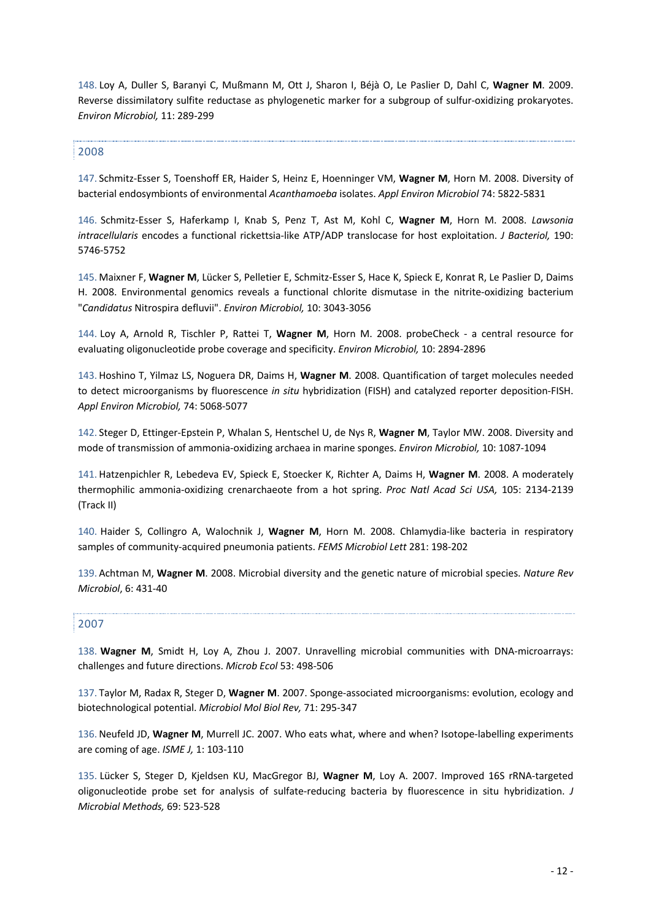148. Loy A, Duller S, Baranyi C, Mußmann M, Ott J, Sharon I, Béjà O, Le Paslier D, Dahl C, **Wagner M**. 2009. Reverse dissimilatory sulfite reductase as phylogenetic marker for a subgroup of sulfur-oxidizing prokaryotes. *Environ Microbiol,* 11: 289-299

## 2008

147. Schmitz-Esser S, Toenshoff ER, Haider S, Heinz E, Hoenninger VM, **Wagner M**, Horn M. 2008. Diversity of bacterial endosymbionts of environmental *Acanthamoeba* isolates. *Appl Environ Microbiol* 74: 5822-5831

146. Schmitz-Esser S, Haferkamp I, Knab S, Penz T, Ast M, Kohl C, **Wagner M**, Horn M. 2008. *Lawsonia intracellularis* encodes a functional rickettsia-like ATP/ADP translocase for host exploitation. *J Bacteriol,* 190: 5746-5752

145. Maixner F, **Wagner M**, Lücker S, Pelletier E, Schmitz-Esser S, Hace K, Spieck E, Konrat R, Le Paslier D, Daims H. 2008. Environmental genomics reveals a functional chlorite dismutase in the nitrite-oxidizing bacterium "*Candidatus* Nitrospira defluvii". *Environ Microbiol,* 10: 3043-3056

144. Loy A, Arnold R, Tischler P, Rattei T, **Wagner M**, Horn M. 2008. probeCheck - a central resource for evaluating oligonucleotide probe coverage and specificity. *Environ Microbiol,* 10: 2894-2896

143. Hoshino T, Yilmaz LS, Noguera DR, Daims H, **Wagner M**. 2008. Quantification of target molecules needed to detect microorganisms by fluorescence *in situ* hybridization (FISH) and catalyzed reporter deposition-FISH. *Appl Environ Microbiol,* 74: 5068-5077

142. Steger D, Ettinger-Epstein P, Whalan S, Hentschel U, de Nys R, **Wagner M**, Taylor MW. 2008. Diversity and mode of transmission of ammonia-oxidizing archaea in marine sponges. *Environ Microbiol,* 10: 1087-1094

141. Hatzenpichler R, Lebedeva EV, Spieck E, Stoecker K, Richter A, Daims H, **Wagner M**. 2008. A moderately thermophilic ammonia-oxidizing crenarchaeote from a hot spring. *Proc Natl Acad Sci USA,* 105: 2134-2139 (Track II)

140. Haider S, Collingro A, Walochnik J, **Wagner M**, Horn M. 2008. Chlamydia-like bacteria in respiratory samples of community-acquired pneumonia patients. *FEMS Microbiol Lett* 281: 198-202

139. Achtman M, **Wagner M**. 2008. Microbial diversity and the genetic nature of microbial species. *Nature Rev Microbiol*, 6: 431-40

## 2007

138. **Wagner M**, Smidt H, Loy A, Zhou J. 2007. Unravelling microbial communities with DNA-microarrays: challenges and future directions. *Microb Ecol* 53: 498-506

137. Taylor M, Radax R, Steger D, **Wagner M**. 2007. Sponge-associated microorganisms: evolution, ecology and biotechnological potential. *Microbiol Mol Biol Rev,* 71: 295-347

136. Neufeld JD, **Wagner M**, Murrell JC. 2007. Who eats what, where and when? Isotope-labelling experiments are coming of age. *ISME J,* 1: 103-110

135. Lücker S, Steger D, Kjeldsen KU, MacGregor BJ, **Wagner M**, Loy A. 2007. Improved 16S rRNA-targeted oligonucleotide probe set for analysis of sulfate-reducing bacteria by fluorescence in situ hybridization. *J Microbial Methods,* 69: 523-528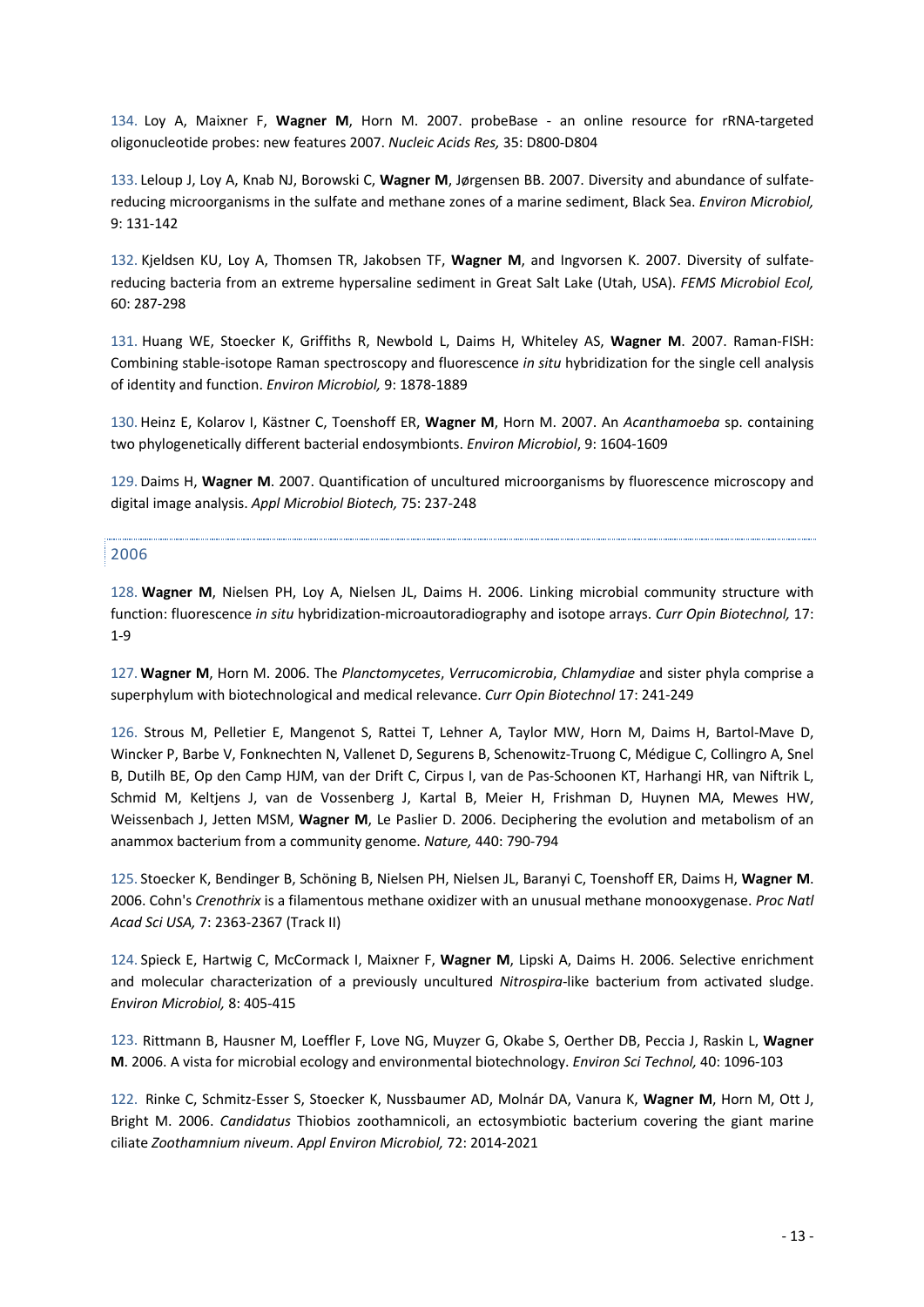134. Loy A, Maixner F, **Wagner M**, Horn M. 2007. probeBase - an online resource for rRNA-targeted oligonucleotide probes: new features 2007. *Nucleic Acids Res,* 35: D800-D804

133. Leloup J, Loy A, Knab NJ, Borowski C, **Wagner M**, Jørgensen BB. 2007. Diversity and abundance of sulfate-reducing microorganisms in the sulfate and methane zones of a marine sediment, Black Sea. *Environ Microbiol,* 9: 131-142

132. Kjeldsen KU, Loy A, Thomsen TR, Jakobsen TF, **Wagner M**, and Ingvorsen K. 2007. Diversity of sulfate-reducing bacteria from an extreme hypersaline sediment in Great Salt Lake (Utah, USA). *FEMS Microbiol Ecol,* 60: 287-298

131. Huang WE, Stoecker K, Griffiths R, Newbold L, Daims H, Whiteley AS, **Wagner M**. 2007. Raman-FISH: Combining stable-isotope Raman spectroscopy and fluorescence *in situ* hybridization for the single cell analysis of identity and function. *Environ Microbiol,* 9: 1878-1889

130. Heinz E, Kolarov I, Kästner C, Toenshoff ER, **Wagner M**, Horn M. 2007. An *Acanthamoeba* sp. containing two phylogenetically different bacterial endosymbionts. *Environ Microbiol*, 9: 1604-1609

129. Daims H, **Wagner M**. 2007. Quantification of uncultured microorganisms by fluorescence microscopy and digital image analysis. *Appl Microbiol Biotech,* 75: 237-248

## 2006

128. **Wagner M**, Nielsen PH, Loy A, Nielsen JL, Daims H. 2006. Linking microbial community structure with function: fluorescence *in situ* hybridization-microautoradiography and isotope arrays. *Curr Opin Biotechnol,* 17: 1-9

127. **Wagner M**, Horn M. 2006. The *Planctomycetes*, *Verrucomicrobia*, *Chlamydiae* and sister phyla comprise a superphylum with biotechnological and medical relevance. *Curr Opin Biotechnol* 17: 241-249

126. Strous M, Pelletier E, Mangenot S, Rattei T, Lehner A, Taylor MW, Horn M, Daims H, Bartol-Mave D, Wincker P, Barbe V, Fonknechten N, Vallenet D, Segurens B, Schenowitz-Truong C, Médigue C, Collingro A, Snel B, Dutilh BE, Op den Camp HJM, van der Drift C, Cirpus I, van de Pas-Schoonen KT, Harhangi HR, van Niftrik L, Schmid M, Keltjens J, van de Vossenberg J, Kartal B, Meier H, Frishman D, Huynen MA, Mewes HW, Weissenbach J, Jetten MSM, **Wagner M**, Le Paslier D. 2006. Deciphering the evolution and metabolism of an anammox bacterium from a community genome. *Nature,* 440: 790-794

125. Stoecker K, Bendinger B, Schöning B, Nielsen PH, Nielsen JL, Baranyi C, Toenshoff ER, Daims H, **Wagner M**. 2006. Cohn's *Crenothrix* is a filamentous methane oxidizer with an unusual methane monooxygenase. *Proc Natl Acad Sci USA,* 7: 2363-2367 (Track II)

124. Spieck E, Hartwig C, McCormack I, Maixner F, **Wagner M**, Lipski A, Daims H. 2006. Selective enrichment and molecular characterization of a previously uncultured *Nitrospira*-like bacterium from activated sludge. *Environ Microbiol,* 8: 405-415

123. Rittmann B, Hausner M, Loeffler F, Love NG, Muyzer G, Okabe S, Oerther DB, Peccia J, Raskin L, **Wagner M**. 2006. A vista for microbial ecology and environmental biotechnology. *Environ Sci Technol,* 40: 1096-103

122. Rinke C, Schmitz-Esser S, Stoecker K, Nussbaumer AD, Molnár DA, Vanura K, **Wagner M**, Horn M, Ott J, Bright M. 2006. *Candidatus* Thiobios zoothamnicoli, an ectosymbiotic bacterium covering the giant marine ciliate *Zoothamnium niveum*. *Appl Environ Microbiol,* 72: 2014-2021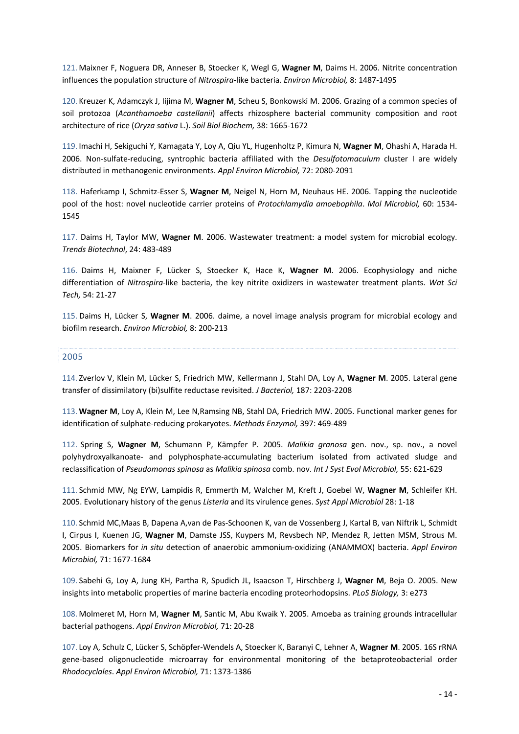121. Maixner F, Noguera DR, Anneser B, Stoecker K, Wegl G, **Wagner M**, Daims H. 2006. Nitrite concentration influences the population structure of *Nitrospira*-like bacteria. *Environ Microbiol,* 8: 1487-1495

120. Kreuzer K, Adamczyk J, Iijima M, **Wagner M**, Scheu S, Bonkowski M. 2006. Grazing of a common species of soil protozoa (*Acanthamoeba castellanii*) affects rhizosphere bacterial community composition and root architecture of rice (*Oryza sativa* L.). *Soil Biol Biochem,* 38: 1665-1672

119. Imachi H, Sekiguchi Y, Kamagata Y, Loy A, Qiu YL, Hugenholtz P, Kimura N, **Wagner M**, Ohashi A, Harada H. 2006. Non-sulfate-reducing, syntrophic bacteria affiliated with the *Desulfotomaculum* cluster I are widely distributed in methanogenic environments. *Appl Environ Microbiol,* 72: 2080-2091

118. Haferkamp I, Schmitz-Esser S, **Wagner M**, Neigel N, Horn M, Neuhaus HE. 2006. Tapping the nucleotide pool of the host: novel nucleotide carrier proteins of *Protochlamydia amoebophila*. *Mol Microbiol,* 60: 1534-1545

117. Daims H, Taylor MW, **Wagner M**. 2006. Wastewater treatment: a model system for microbial ecology. *Trends Biotechnol*, 24: 483-489

116. Daims H, Maixner F, Lücker S, Stoecker K, Hace K, **Wagner M**. 2006. Ecophysiology and niche differentiation of *Nitrospira*-like bacteria, the key nitrite oxidizers in wastewater treatment plants. *Wat Sci Tech,* 54: 21-27

115. Daims H, Lücker S, **Wagner M**. 2006. daime, a novel image analysis program for microbial ecology and biofilm research. *Environ Microbiol,* 8: 200-213

## 2005

114. Zverlov V, Klein M, Lücker S, Friedrich MW, Kellermann J, Stahl DA, Loy A, **Wagner M**. 2005. Lateral gene transfer of dissimilatory (bi)sulfite reductase revisited. *J Bacteriol,* 187: 2203-2208

113. **Wagner M**, Loy A, Klein M, Lee N,Ramsing NB, Stahl DA, Friedrich MW. 2005. Functional marker genes for identification of sulphate-reducing prokaryotes. *Methods Enzymol,* 397: 469-489

112. Spring S, **Wagner M**, Schumann P, Kämpfer P. 2005. *Malikia granosa* gen. nov., sp. nov., a novel polyhydroxyalkanoate- and polyphosphate-accumulating bacterium isolated from activated sludge and reclassification of *Pseudomonas spinosa* as *Malikia spinosa* comb. nov. *Int J Syst Evol Microbiol,* 55: 621-629

111. Schmid MW, Ng EYW, Lampidis R, Emmerth M, Walcher M, Kreft J, Goebel W, **Wagner M**, Schleifer KH. 2005. Evolutionary history of the genus *Listeria* and its virulence genes. *Syst Appl Microbiol* 28: 1-18

110. Schmid MC,Maas B, Dapena A,van de Pas-Schoonen K, van de Vossenberg J, Kartal B, van Niftrik L, Schmidt I, Cirpus I, Kuenen JG, **Wagner M**, Damste JSS, Kuypers M, Revsbech NP, Mendez R, Jetten MSM, Strous M. 2005. Biomarkers for *in situ* detection of anaerobic ammonium-oxidizing (ANAMMOX) bacteria. *Appl Environ Microbiol,* 71: 1677-1684

109. Sabehi G, Loy A, Jung KH, Partha R, Spudich JL, Isaacson T, Hirschberg J, **Wagner M**, Beja O. 2005. New insights into metabolic properties of marine bacteria encoding proteorhodopsins. *PLoS Biology,* 3: e273

108. Molmeret M, Horn M, **Wagner M**, Santic M, Abu Kwaik Y. 2005. Amoeba as training grounds intracellular bacterial pathogens. *Appl Environ Microbiol,* 71: 20-28

107. Loy A, Schulz C, Lücker S, Schöpfer-Wendels A, Stoecker K, Baranyi C, Lehner A, **Wagner M**. 2005. 16S rRNA gene-based oligonucleotide microarray for environmental monitoring of the betaproteobacterial order *Rhodocyclales*. *Appl Environ Microbiol,* 71: 1373-1386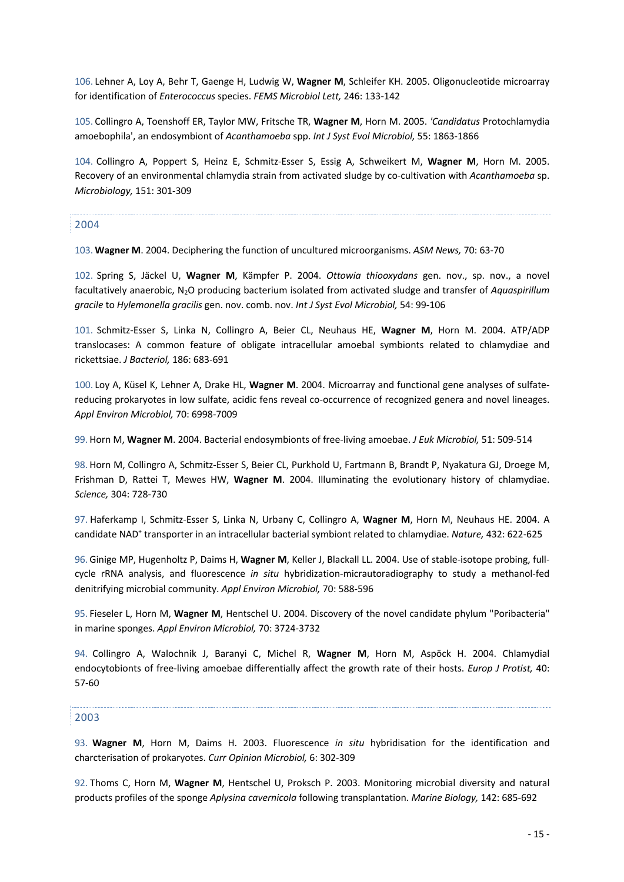106. Lehner A, Loy A, Behr T, Gaenge H, Ludwig W, **Wagner M**, Schleifer KH. 2005. Oligonucleotide microarray for identification of *Enterococcus* species. *FEMS Microbiol Lett,* 246: 133-142

105. Collingro A, Toenshoff ER, Taylor MW, Fritsche TR, **Wagner M**, Horn M. 2005. *'Candidatus* Protochlamydia amoebophila', an endosymbiont of *Acanthamoeba* spp. *Int J Syst Evol Microbiol,* 55: 1863-1866

104. Collingro A, Poppert S, Heinz E, Schmitz-Esser S, Essig A, Schweikert M, **Wagner M**, Horn M. 2005. Recovery of an environmental chlamydia strain from activated sludge by co-cultivation with *Acanthamoeba* sp. *Microbiology,* 151: 301-309

## 2004

103. **Wagner M**. 2004. Deciphering the function of uncultured microorganisms. *ASM News,* 70: 63-70

102. Spring S, Jäckel U, **Wagner M**, Kämpfer P. 2004. *Ottowia thiooxydans* gen. nov., sp. nov., a novel facultatively anaerobic, $N_2O$ producing bacterium isolated from activated sludge and transfer of *Aquaspirillum gracile* to *Hylemonella gracilis* gen. nov. comb. nov. *Int J Syst Evol Microbiol,* 54: 99-106

101. Schmitz-Esser S, Linka N, Collingro A, Beier CL, Neuhaus HE, **Wagner M**, Horn M. 2004. ATP/ADP translocases: A common feature of obligate intracellular amoebal symbionts related to chlamydiae and rickettsiae. *J Bacteriol,* 186: 683-691

100. Loy A, Küsel K, Lehner A, Drake HL, **Wagner M**. 2004. Microarray and functional gene analyses of sulfate-reducing prokaryotes in low sulfate, acidic fens reveal co-occurrence of recognized genera and novel lineages. *Appl Environ Microbiol,* 70: 6998-7009

99. Horn M, **Wagner M**. 2004. Bacterial endosymbionts of free-living amoebae. *J Euk Microbiol,* 51: 509-514

98. Horn M, Collingro A, Schmitz-Esser S, Beier CL, Purkhold U, Fartmann B, Brandt P, Nyakatura GJ, Droege M, Frishman D, Rattei T, Mewes HW, **Wagner M**. 2004. Illuminating the evolutionary history of chlamydiae. *Science,* 304: 728-730

97. Haferkamp I, Schmitz-Esser S, Linka N, Urbany C, Collingro A, **Wagner M**, Horn M, Neuhaus HE. 2004. A candidate $NAD^+$ transporter in an intracellular bacterial symbiont related to chlamydiae. *Nature,* 432: 622-625

96. Ginige MP, Hugenholtz P, Daims H, **Wagner M**, Keller J, Blackall LL. 2004. Use of stable-isotope probing, full-cycle rRNA analysis, and fluorescence *in situ* hybridization-micrautoradiography to study a methanol-fed denitrifying microbial community. *Appl Environ Microbiol,* 70: 588-596

95. Fieseler L, Horn M, **Wagner M**, Hentschel U. 2004. Discovery of the novel candidate phylum "Poribacteria" in marine sponges. *Appl Environ Microbiol,* 70: 3724-3732

94. Collingro A, Walochnik J, Baranyi C, Michel R, **Wagner M**, Horn M, Aspöck H. 2004. Chlamydial endocytobionts of free-living amoebae differentially affect the growth rate of their hosts. *Europ J Protist,* 40: 57-60

## 2003

93. **Wagner M**, Horn M, Daims H. 2003. Fluorescence *in situ* hybridisation for the identification and charcterisation of prokaryotes. *Curr Opinion Microbiol,* 6: 302-309

92. Thoms C, Horn M, **Wagner M**, Hentschel U, Proksch P. 2003. Monitoring microbial diversity and natural products profiles of the sponge *Aplysina cavernicola* following transplantation. *Marine Biology,* 142: 685-692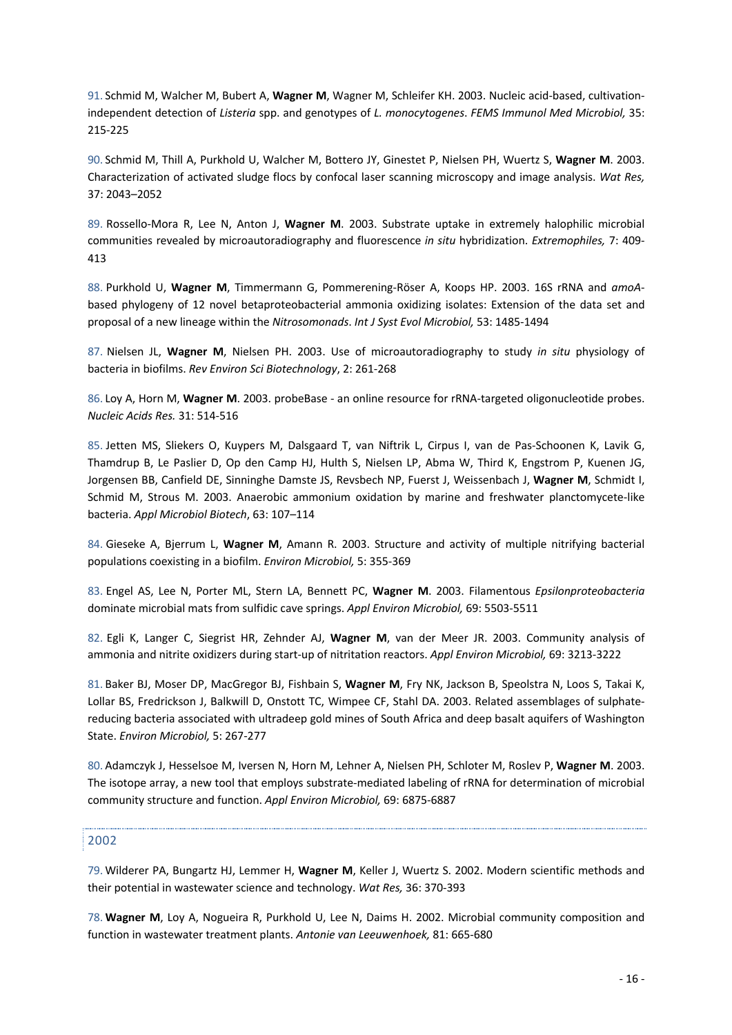91. Schmid M, Walcher M, Bubert A, **Wagner M**, Wagner M, Schleifer KH. 2003. Nucleic acid-based, cultivation-independent detection of *Listeria* spp. and genotypes of *L. monocytogenes*. *FEMS Immunol Med Microbiol,* 35: 215-225

90. Schmid M, Thill A, Purkhold U, Walcher M, Bottero JY, Ginestet P, Nielsen PH, Wuertz S, **Wagner M**. 2003. Characterization of activated sludge flocs by confocal laser scanning microscopy and image analysis. *Wat Res,* 37: 2043–2052

89. Rossello-Mora R, Lee N, Anton J, **Wagner M**. 2003. Substrate uptake in extremely halophilic microbial communities revealed by microautoradiography and fluorescence *in situ* hybridization. *Extremophiles,* 7: 409-413

88. Purkhold U, **Wagner M**, Timmermann G, Pommerening-Röser A, Koops HP. 2003. 16S rRNA and *amoA*-based phylogeny of 12 novel betaproteobacterial ammonia oxidizing isolates: Extension of the data set and proposal of a new lineage within the *Nitrosomonads*. *Int J Syst Evol Microbiol,* 53: 1485-1494

87. Nielsen JL, **Wagner M**, Nielsen PH. 2003. Use of microautoradiography to study *in situ* physiology of bacteria in biofilms. *Rev Environ Sci Biotechnology*, 2: 261-268

86. Loy A, Horn M, **Wagner M**. 2003. probeBase - an online resource for rRNA-targeted oligonucleotide probes. *Nucleic Acids Res.* 31: 514-516

85. Jetten MS, Sliekers O, Kuypers M, Dalsgaard T, van Niftrik L, Cirpus I, van de Pas-Schoonen K, Lavik G, Thamdrup B, Le Paslier D, Op den Camp HJ, Hulth S, Nielsen LP, Abma W, Third K, Engstrom P, Kuenen JG, Jorgensen BB, Canfield DE, Sinninghe Damste JS, Revsbech NP, Fuerst J, Weissenbach J, **Wagner M**, Schmidt I, Schmid M, Strous M. 2003. Anaerobic ammonium oxidation by marine and freshwater planctomycete-like bacteria. *Appl Microbiol Biotech*, 63: 107–114

84. Gieseke A, Bjerrum L, **Wagner M**, Amann R. 2003. Structure and activity of multiple nitrifying bacterial populations coexisting in a biofilm. *Environ Microbiol,* 5: 355-369

83. Engel AS, Lee N, Porter ML, Stern LA, Bennett PC, **Wagner M**. 2003. Filamentous *Epsilonproteobacteria* dominate microbial mats from sulfidic cave springs. *Appl Environ Microbiol,* 69: 5503-5511

82. Egli K, Langer C, Siegrist HR, Zehnder AJ, **Wagner M**, van der Meer JR. 2003. Community analysis of ammonia and nitrite oxidizers during start-up of nitritation reactors. *Appl Environ Microbiol,* 69: 3213-3222

81. Baker BJ, Moser DP, MacGregor BJ, Fishbain S, **Wagner M**, Fry NK, Jackson B, Speolstra N, Loos S, Takai K, Lollar BS, Fredrickson J, Balkwill D, Onstott TC, Wimpee CF, Stahl DA. 2003. Related assemblages of sulphate-reducing bacteria associated with ultradeep gold mines of South Africa and deep basalt aquifers of Washington State. *Environ Microbiol,* 5: 267-277

80. Adamczyk J, Hesselsoe M, Iversen N, Horn M, Lehner A, Nielsen PH, Schloter M, Roslev P, **Wagner M**. 2003. The isotope array, a new tool that employs substrate-mediated labeling of rRNA for determination of microbial community structure and function. *Appl Environ Microbiol,* 69: 6875-6887

## 2002

79. Wilderer PA, Bungartz HJ, Lemmer H, **Wagner M**, Keller J, Wuertz S. 2002. Modern scientific methods and their potential in wastewater science and technology. *Wat Res,* 36: 370-393

78. **Wagner M**, Loy A, Nogueira R, Purkhold U, Lee N, Daims H. 2002. Microbial community composition and function in wastewater treatment plants. *Antonie van Leeuwenhoek,* 81: 665-680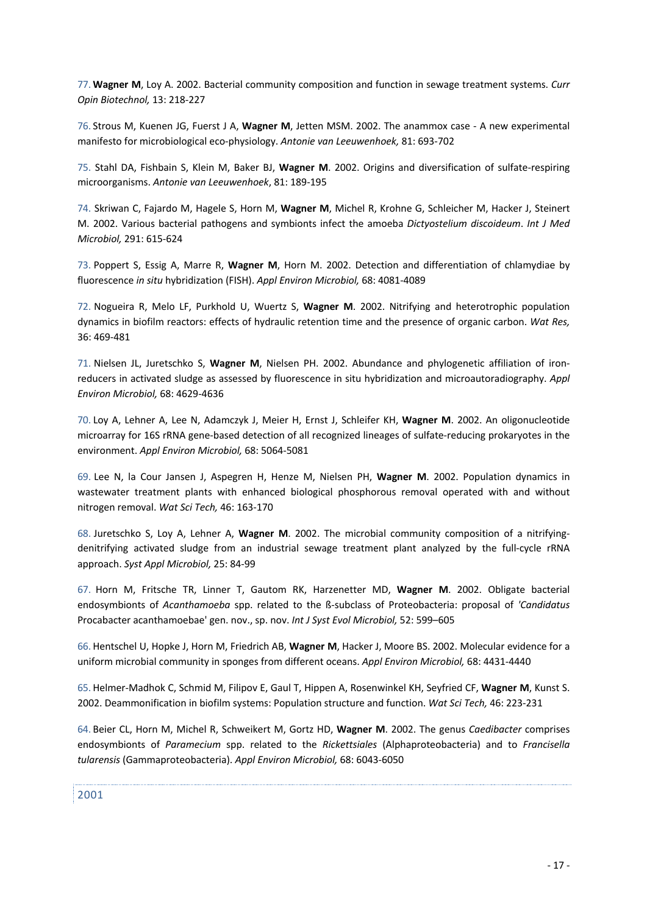77. **Wagner M**, Loy A. 2002. Bacterial community composition and function in sewage treatment systems. *Curr Opin Biotechnol,* 13: 218-227

76. Strous M, Kuenen JG, Fuerst J A, **Wagner M**, Jetten MSM. 2002. The anammox case - A new experimental manifesto for microbiological eco-physiology. *Antonie van Leeuwenhoek,* 81: 693-702

75. Stahl DA, Fishbain S, Klein M, Baker BJ, **Wagner M**. 2002. Origins and diversification of sulfate-respiring microorganisms. *Antonie van Leeuwenhoek*, 81: 189-195

74. Skriwan C, Fajardo M, Hagele S, Horn M, **Wagner M**, Michel R, Krohne G, Schleicher M, Hacker J, Steinert M. 2002. Various bacterial pathogens and symbionts infect the amoeba *Dictyostelium discoideum*. *Int J Med Microbiol,* 291: 615-624

73. Poppert S, Essig A, Marre R, **Wagner M**, Horn M. 2002. Detection and differentiation of chlamydiae by fluorescence *in situ* hybridization (FISH). *Appl Environ Microbiol,* 68: 4081-4089

72. Nogueira R, Melo LF, Purkhold U, Wuertz S, **Wagner M**. 2002. Nitrifying and heterotrophic population dynamics in biofilm reactors: effects of hydraulic retention time and the presence of organic carbon. *Wat Res,* 36: 469-481

71. Nielsen JL, Juretschko S, **Wagner M**, Nielsen PH. 2002. Abundance and phylogenetic affiliation of iron-reducers in activated sludge as assessed by fluorescence in situ hybridization and microautoradiography. *Appl Environ Microbiol,* 68: 4629-4636

70. Loy A, Lehner A, Lee N, Adamczyk J, Meier H, Ernst J, Schleifer KH, **Wagner M**. 2002. An oligonucleotide microarray for 16S rRNA gene-based detection of all recognized lineages of sulfate-reducing prokaryotes in the environment. *Appl Environ Microbiol,* 68: 5064-5081

69. Lee N, la Cour Jansen J, Aspegren H, Henze M, Nielsen PH, **Wagner M**. 2002. Population dynamics in wastewater treatment plants with enhanced biological phosphorous removal operated with and without nitrogen removal. *Wat Sci Tech,* 46: 163-170

68. Juretschko S, Loy A, Lehner A, **Wagner M**. 2002. The microbial community composition of a nitrifying-denitrifying activated sludge from an industrial sewage treatment plant analyzed by the full-cycle rRNA approach. *Syst Appl Microbiol,* 25: 84-99

67. Horn M, Fritsche TR, Linner T, Gautom RK, Harzenetter MD, **Wagner M**. 2002. Obligate bacterial endosymbionts of *Acanthamoeba* spp. related to the ß-subclass of Proteobacteria: proposal of *'Candidatus* Procabacter acanthamoebae' gen. nov., sp. nov. *Int J Syst Evol Microbiol,* 52: 599–605

66. Hentschel U, Hopke J, Horn M, Friedrich AB, **Wagner M**, Hacker J, Moore BS. 2002. Molecular evidence for a uniform microbial community in sponges from different oceans. *Appl Environ Microbiol,* 68: 4431-4440

65. Helmer-Madhok C, Schmid M, Filipov E, Gaul T, Hippen A, Rosenwinkel KH, Seyfried CF, **Wagner M**, Kunst S. 2002. Deammonification in biofilm systems: Population structure and function. *Wat Sci Tech,* 46: 223-231

64. Beier CL, Horn M, Michel R, Schweikert M, Gortz HD, **Wagner M**. 2002. The genus *Caedibacter* comprises endosymbionts of *Paramecium* spp. related to the *Rickettsiales* (Alphaproteobacteria) and to *Francisella tularensis* (Gammaproteobacteria). *Appl Environ Microbiol,* 68: 6043-6050

## 2001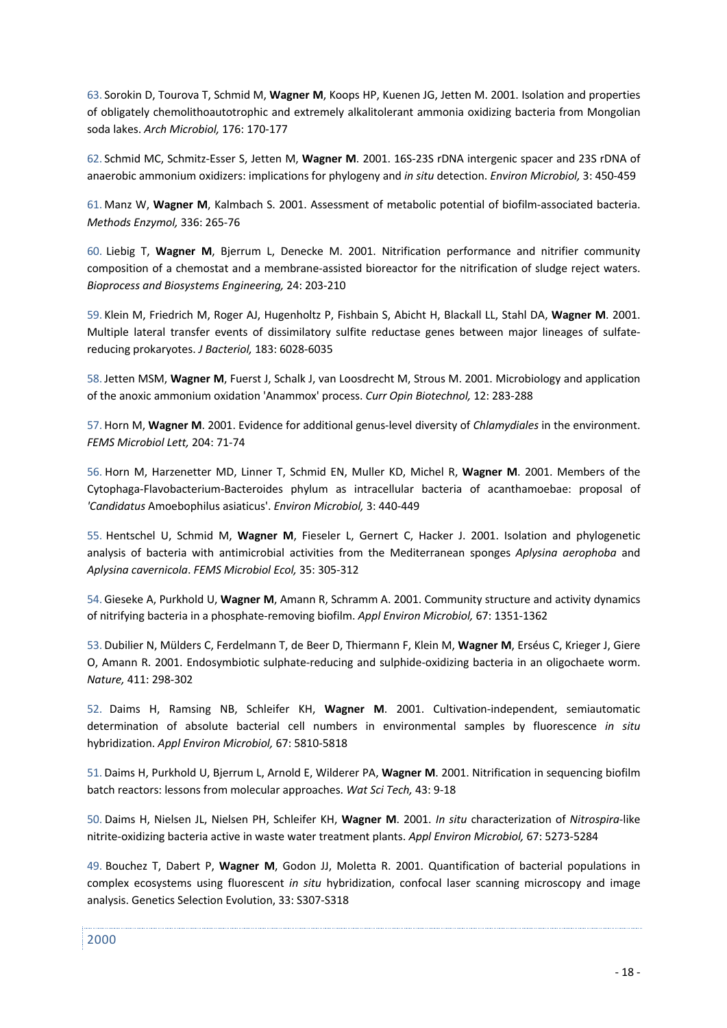63. Sorokin D, Tourova T, Schmid M, **Wagner M**, Koops HP, Kuenen JG, Jetten M. 2001. Isolation and properties of obligately chemolithoautotrophic and extremely alkalitolerant ammonia oxidizing bacteria from Mongolian soda lakes. *Arch Microbiol,* 176: 170-177

62. Schmid MC, Schmitz-Esser S, Jetten M, **Wagner M**. 2001. 16S-23S rDNA intergenic spacer and 23S rDNA of anaerobic ammonium oxidizers: implications for phylogeny and *in situ* detection. *Environ Microbiol,* 3: 450-459

61. Manz W, **Wagner M**, Kalmbach S. 2001. Assessment of metabolic potential of biofilm-associated bacteria. *Methods Enzymol,* 336: 265-76

60. Liebig T, **Wagner M**, Bjerrum L, Denecke M. 2001. Nitrification performance and nitrifier community composition of a chemostat and a membrane-assisted bioreactor for the nitrification of sludge reject waters. *Bioprocess and Biosystems Engineering,* 24: 203-210

59. Klein M, Friedrich M, Roger AJ, Hugenholtz P, Fishbain S, Abicht H, Blackall LL, Stahl DA, **Wagner M**. 2001. Multiple lateral transfer events of dissimilatory sulfite reductase genes between major lineages of sulfate-reducing prokaryotes. *J Bacteriol,* 183: 6028-6035

58. Jetten MSM, **Wagner M**, Fuerst J, Schalk J, van Loosdrecht M, Strous M. 2001. Microbiology and application of the anoxic ammonium oxidation 'Anammox' process. *Curr Opin Biotechnol,* 12: 283-288

57. Horn M, **Wagner M**. 2001. Evidence for additional genus-level diversity of *Chlamydiales* in the environment. *FEMS Microbiol Lett,* 204: 71-74

56. Horn M, Harzenetter MD, Linner T, Schmid EN, Muller KD, Michel R, **Wagner M**. 2001. Members of the Cytophaga-Flavobacterium-Bacteroides phylum as intracellular bacteria of acanthamoebae: proposal of *'Candidatus* Amoebophilus asiaticus'. *Environ Microbiol,* 3: 440-449

55. Hentschel U, Schmid M, **Wagner M**, Fieseler L, Gernert C, Hacker J. 2001. Isolation and phylogenetic analysis of bacteria with antimicrobial activities from the Mediterranean sponges *Aplysina aerophoba* and *Aplysina cavernicola*. *FEMS Microbiol Ecol,* 35: 305-312

54. Gieseke A, Purkhold U, **Wagner M**, Amann R, Schramm A. 2001. Community structure and activity dynamics of nitrifying bacteria in a phosphate-removing biofilm. *Appl Environ Microbiol,* 67: 1351-1362

53. Dubilier N, Mülders C, Ferdelmann T, de Beer D, Thiermann F, Klein M, **Wagner M**, Erséus C, Krieger J, Giere O, Amann R. 2001. Endosymbiotic sulphate-reducing and sulphide-oxidizing bacteria in an oligochaete worm. *Nature,* 411: 298-302

52. Daims H, Ramsing NB, Schleifer KH, **Wagner M**. 2001. Cultivation-independent, semiautomatic determination of absolute bacterial cell numbers in environmental samples by fluorescence *in situ* hybridization. *Appl Environ Microbiol,* 67: 5810-5818

51. Daims H, Purkhold U, Bjerrum L, Arnold E, Wilderer PA, **Wagner M**. 2001. Nitrification in sequencing biofilm batch reactors: lessons from molecular approaches. *Wat Sci Tech,* 43: 9-18

50. Daims H, Nielsen JL, Nielsen PH, Schleifer KH, **Wagner M**. 2001. *In situ* characterization of *Nitrospira*-like nitrite-oxidizing bacteria active in waste water treatment plants. *Appl Environ Microbiol,* 67: 5273-5284

49. Bouchez T, Dabert P, **Wagner M**, Godon JJ, Moletta R. 2001. Quantification of bacterial populations in complex ecosystems using fluorescent *in situ* hybridization, confocal laser scanning microscopy and image analysis. Genetics Selection Evolution, 33: S307-S318

## 2000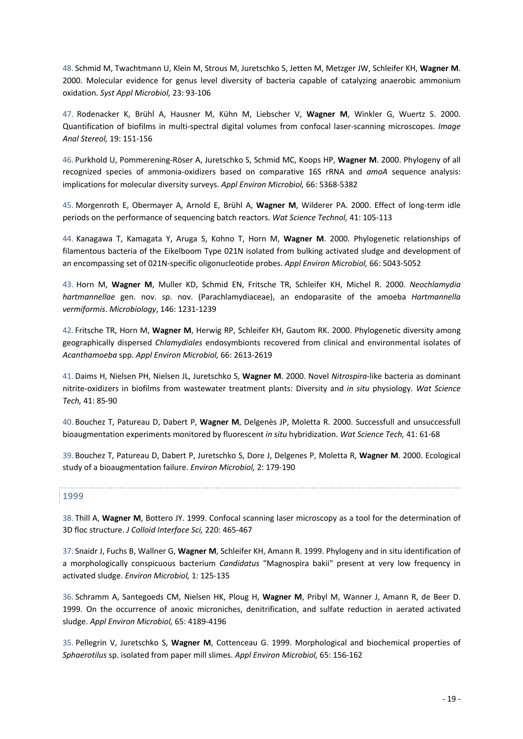48. Schmid M, Twachtmann U, Klein M, Strous M, Juretschko S, Jetten M, Metzger JW, Schleifer KH, **Wagner M**. 2000. Molecular evidence for genus level diversity of bacteria capable of catalyzing anaerobic ammonium oxidation. *Syst Appl Microbiol,* 23: 93-106

47. Rodenacker K, Brühl A, Hausner M, Kühn M, Liebscher V, **Wagner M**, Winkler G, Wuertz S. 2000. Quantification of biofilms in multi-spectral digital volumes from confocal laser-scanning microscopes. *Image Anal Stereol,* 19: 151-156

46. Purkhold U, Pommerening-Röser A, Juretschko S, Schmid MC, Koops HP, **Wagner M**. 2000. Phylogeny of all recognized species of ammonia-oxidizers based on comparative 16S rRNA and *amoA* sequence analysis: implications for molecular diversity surveys. *Appl Environ Microbiol,* 66: 5368-5382

45. Morgenroth E, Obermayer A, Arnold E, Brühl A, **Wagner M**, Wilderer PA. 2000. Effect of long-term idle periods on the performance of sequencing batch reactors. *Wat Science Technol,* 41: 105-113

44. Kanagawa T, Kamagata Y, Aruga S, Kohno T, Horn M, **Wagner M**. 2000. Phylogenetic relationships of filamentous bacteria of the Eikelboom Type 021N isolated from bulking activated sludge and development of an encompassing set of 021N-specific oligonucleotide probes. *Appl Environ Microbiol,* 66: 5043-5052

43. Horn M, **Wagner M**, Muller KD, Schmid EN, Fritsche TR, Schleifer KH, Michel R. 2000. *Neochlamydia hartmannellae* gen. nov. sp. nov. (Parachlamydiaceae), an endoparasite of the amoeba *Hartmannella vermiformis*. *Microbiology*, 146: 1231-1239

42. Fritsche TR, Horn M, **Wagner M**, Herwig RP, Schleifer KH, Gautom RK. 2000. Phylogenetic diversity among geographically dispersed *Chlamydiales* endosymbionts recovered from clinical and environmental isolates of *Acanthamoeba* spp. *Appl Environ Microbiol,* 66: 2613-2619

41. Daims H, Nielsen PH, Nielsen JL, Juretschko S, **Wagner M**. 2000. Novel *Nitrospira*-like bacteria as dominant nitrite-oxidizers in biofilms from wastewater treatment plants: Diversity and *in situ* physiology. *Wat Science Tech,* 41: 85-90

40. Bouchez T, Patureau D, Dabert P, **Wagner M**, Delgenès JP, Moletta R. 2000. Successfull and unsuccessfull bioaugmentation experiments monitored by fluorescent *in situ* hybridization. *Wat Science Tech,* 41: 61-68

39. Bouchez T, Patureau D, Dabert P, Juretschko S, Dore J, Delgenes P, Moletta R, **Wagner M**. 2000. Ecological study of a bioaugmentation failure. *Environ Microbiol,* 2: 179-190

## 1999

38. Thill A, **Wagner M**, Bottero JY. 1999. Confocal scanning laser microscopy as a tool for the determination of 3D floc structure. *J Colloid Interface Sci,* 220: 465-467

37. Snaidr J, Fuchs B, Wallner G, **Wagner M**, Schleifer KH, Amann R. 1999. Phylogeny and in situ identification of a morphologically conspicuous bacterium *Candidatus* "Magnospira bakii" present at very low frequency in activated sludge. *Environ Microbiol,* 1: 125-135

36. Schramm A, Santegoeds CM, Nielsen HK, Ploug H, **Wagner M**, Pribyl M, Wanner J, Amann R, de Beer D. 1999. On the occurrence of anoxic microniches, denitrification, and sulfate reduction in aerated activated sludge. *Appl Environ Microbiol,* 65: 4189-4196

35. Pellegrin V, Juretschko S, **Wagner M**, Cottenceau G. 1999. Morphological and biochemical properties of *Sphaerotilus* sp. isolated from paper mill slimes. *Appl Environ Microbiol,* 65: 156-162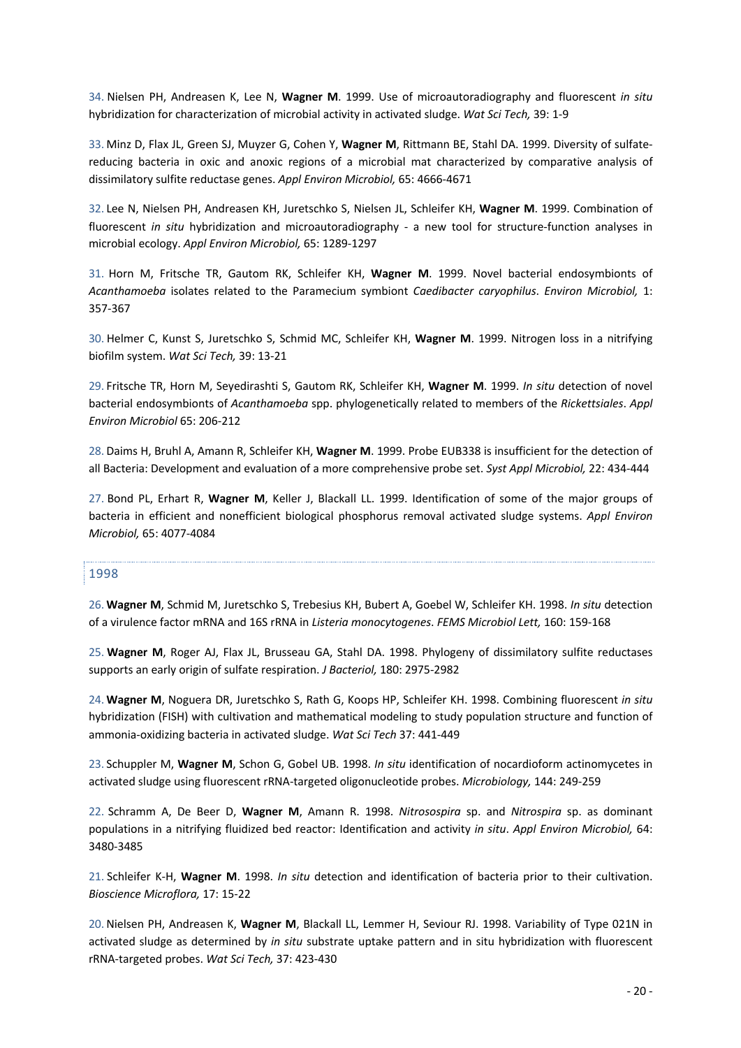34. Nielsen PH, Andreasen K, Lee N, **Wagner M**. 1999. Use of microautoradiography and fluorescent *in situ* hybridization for characterization of microbial activity in activated sludge. *Wat Sci Tech,* 39: 1-9

33. Minz D, Flax JL, Green SJ, Muyzer G, Cohen Y, **Wagner M**, Rittmann BE, Stahl DA. 1999. Diversity of sulfate-reducing bacteria in oxic and anoxic regions of a microbial mat characterized by comparative analysis of dissimilatory sulfite reductase genes. *Appl Environ Microbiol,* 65: 4666-4671

32. Lee N, Nielsen PH, Andreasen KH, Juretschko S, Nielsen JL, Schleifer KH, **Wagner M**. 1999. Combination of fluorescent *in situ* hybridization and microautoradiography - a new tool for structure-function analyses in microbial ecology. *Appl Environ Microbiol,* 65: 1289-1297

31. Horn M, Fritsche TR, Gautom RK, Schleifer KH, **Wagner M**. 1999. Novel bacterial endosymbionts of *Acanthamoeba* isolates related to the Paramecium symbiont *Caedibacter caryophilus*. *Environ Microbiol,* 1: 357-367

30. Helmer C, Kunst S, Juretschko S, Schmid MC, Schleifer KH, **Wagner M**. 1999. Nitrogen loss in a nitrifying biofilm system. *Wat Sci Tech,* 39: 13-21

29. Fritsche TR, Horn M, Seyedirashti S, Gautom RK, Schleifer KH, **Wagner M**. 1999. *In situ* detection of novel bacterial endosymbionts of *Acanthamoeba* spp. phylogenetically related to members of the *Rickettsiales*. *Appl Environ Microbiol* 65: 206-212

28. Daims H, Bruhl A, Amann R, Schleifer KH, **Wagner M**. 1999. Probe EUB338 is insufficient for the detection of all Bacteria: Development and evaluation of a more comprehensive probe set. *Syst Appl Microbiol,* 22: 434-444

27. Bond PL, Erhart R, **Wagner M**, Keller J, Blackall LL. 1999. Identification of some of the major groups of bacteria in efficient and nonefficient biological phosphorus removal activated sludge systems. *Appl Environ Microbiol,* 65: 4077-4084

## 1998

26. **Wagner M**, Schmid M, Juretschko S, Trebesius KH, Bubert A, Goebel W, Schleifer KH. 1998. *In situ* detection of a virulence factor mRNA and 16S rRNA in *Listeria monocytogenes*. *FEMS Microbiol Lett,* 160: 159-168

25. **Wagner M**, Roger AJ, Flax JL, Brusseau GA, Stahl DA. 1998. Phylogeny of dissimilatory sulfite reductases supports an early origin of sulfate respiration. *J Bacteriol,* 180: 2975-2982

24. **Wagner M**, Noguera DR, Juretschko S, Rath G, Koops HP, Schleifer KH. 1998. Combining fluorescent *in situ* hybridization (FISH) with cultivation and mathematical modeling to study population structure and function of ammonia-oxidizing bacteria in activated sludge. *Wat Sci Tech* 37: 441-449

23. Schuppler M, **Wagner M**, Schon G, Gobel UB. 1998. *In situ* identification of nocardioform actinomycetes in activated sludge using fluorescent rRNA-targeted oligonucleotide probes. *Microbiology,* 144: 249-259

22. Schramm A, De Beer D, **Wagner M**, Amann R. 1998. *Nitrosospira* sp. and *Nitrospira* sp. as dominant populations in a nitrifying fluidized bed reactor: Identification and activity *in situ*. *Appl Environ Microbiol,* 64: 3480-3485

21. Schleifer K-H, **Wagner M**. 1998. *In situ* detection and identification of bacteria prior to their cultivation. *Bioscience Microflora,* 17: 15-22

20. Nielsen PH, Andreasen K, **Wagner M**, Blackall LL, Lemmer H, Seviour RJ. 1998. Variability of Type 021N in activated sludge as determined by *in situ* substrate uptake pattern and in situ hybridization with fluorescent rRNA-targeted probes. *Wat Sci Tech,* 37: 423-430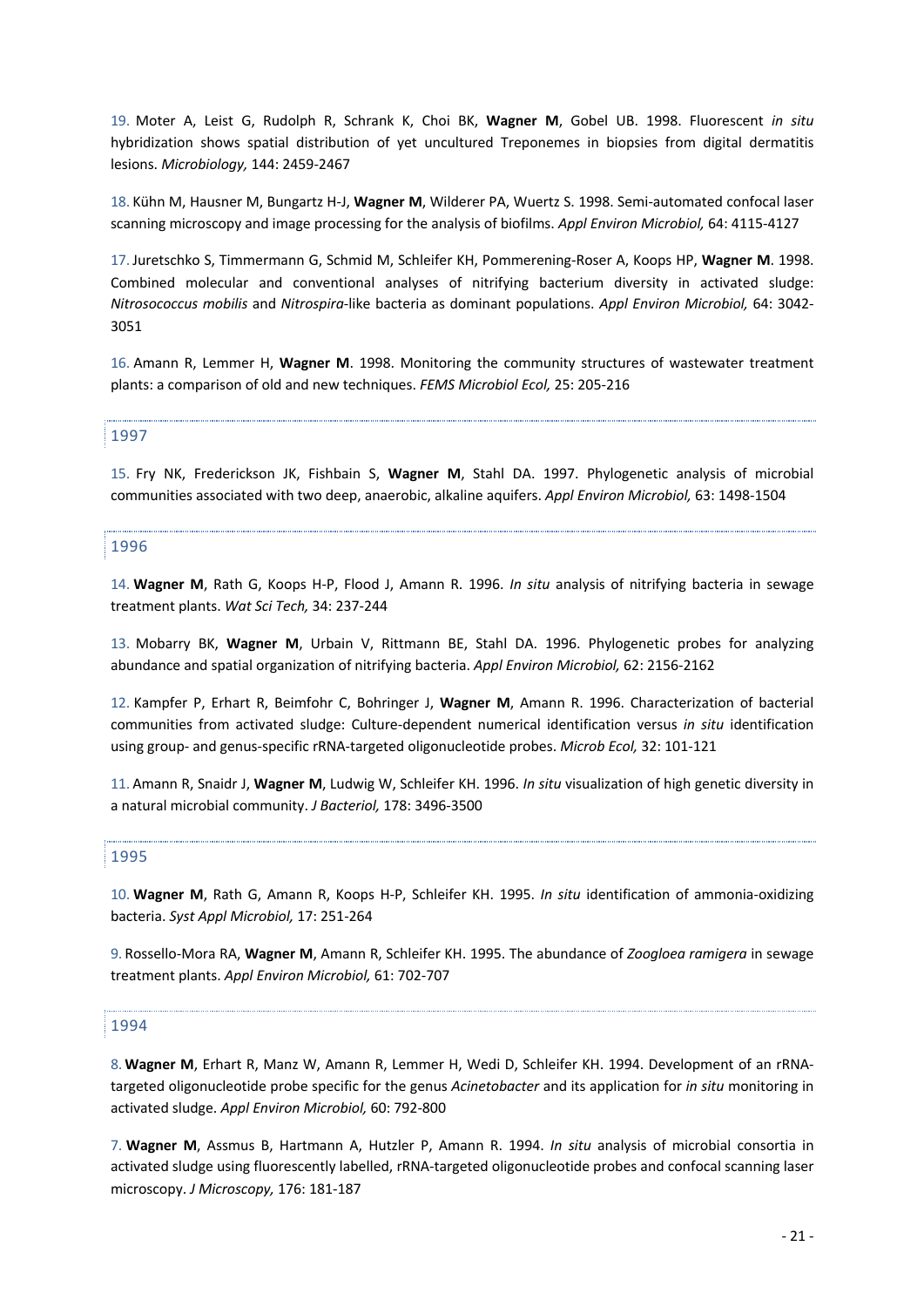19. Moter A, Leist G, Rudolph R, Schrank K, Choi BK, **Wagner M**, Gobel UB. 1998. Fluorescent *in situ* hybridization shows spatial distribution of yet uncultured Treponemes in biopsies from digital dermatitis lesions. *Microbiology,* 144: 2459-2467

18. Kühn M, Hausner M, Bungartz H-J, **Wagner M**, Wilderer PA, Wuertz S. 1998. Semi-automated confocal laser scanning microscopy and image processing for the analysis of biofilms. *Appl Environ Microbiol,* 64: 4115-4127

17. Juretschko S, Timmermann G, Schmid M, Schleifer KH, Pommerening-Roser A, Koops HP, **Wagner M**. 1998. Combined molecular and conventional analyses of nitrifying bacterium diversity in activated sludge: *Nitrosococcus mobilis* and *Nitrospira*-like bacteria as dominant populations. *Appl Environ Microbiol,* 64: 3042-3051

16. Amann R, Lemmer H, **Wagner M**. 1998. Monitoring the community structures of wastewater treatment plants: a comparison of old and new techniques. *FEMS Microbiol Ecol,* 25: 205-216

## 1997

15. Fry NK, Frederickson JK, Fishbain S, **Wagner M**, Stahl DA. 1997. Phylogenetic analysis of microbial communities associated with two deep, anaerobic, alkaline aquifers. *Appl Environ Microbiol,* 63: 1498-1504

## 1996

14. **Wagner M**, Rath G, Koops H-P, Flood J, Amann R. 1996. *In situ* analysis of nitrifying bacteria in sewage treatment plants. *Wat Sci Tech,* 34: 237-244

13. Mobarry BK, **Wagner M**, Urbain V, Rittmann BE, Stahl DA. 1996. Phylogenetic probes for analyzing abundance and spatial organization of nitrifying bacteria. *Appl Environ Microbiol,* 62: 2156-2162

12. Kampfer P, Erhart R, Beimfohr C, Bohringer J, **Wagner M**, Amann R. 1996. Characterization of bacterial communities from activated sludge: Culture-dependent numerical identification versus *in situ* identification using group- and genus-specific rRNA-targeted oligonucleotide probes. *Microb Ecol,* 32: 101-121

11. Amann R, Snaidr J, **Wagner M**, Ludwig W, Schleifer KH. 1996. *In situ* visualization of high genetic diversity in a natural microbial community. *J Bacteriol,* 178: 3496-3500

## 1995

10. **Wagner M**, Rath G, Amann R, Koops H-P, Schleifer KH. 1995. *In situ* identification of ammonia-oxidizing bacteria. *Syst Appl Microbiol,* 17: 251-264

9. Rossello-Mora RA, **Wagner M**, Amann R, Schleifer KH. 1995. The abundance of *Zoogloea ramigera* in sewage treatment plants. *Appl Environ Microbiol,* 61: 702-707

## 1994

8. **Wagner M**, Erhart R, Manz W, Amann R, Lemmer H, Wedi D, Schleifer KH. 1994. Development of an rRNA-targeted oligonucleotide probe specific for the genus *Acinetobacter* and its application for *in situ* monitoring in activated sludge. *Appl Environ Microbiol,* 60: 792-800

7. **Wagner M**, Assmus B, Hartmann A, Hutzler P, Amann R. 1994. *In situ* analysis of microbial consortia in activated sludge using fluorescently labelled, rRNA-targeted oligonucleotide probes and confocal scanning laser microscopy. *J Microscopy,* 176: 181-187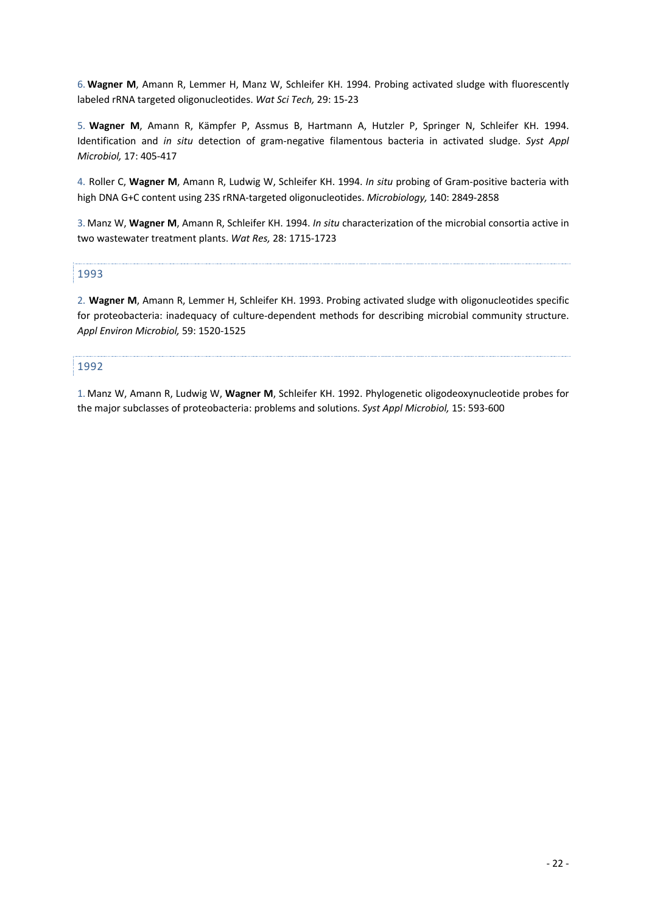6. **Wagner M**, Amann R, Lemmer H, Manz W, Schleifer KH. 1994. Probing activated sludge with fluorescently labeled rRNA targeted oligonucleotides. *Wat Sci Tech,* 29: 15-23

5. **Wagner M**, Amann R, Kämpfer P, Assmus B, Hartmann A, Hutzler P, Springer N, Schleifer KH. 1994. Identification and *in situ* detection of gram-negative filamentous bacteria in activated sludge. *Syst Appl Microbiol,* 17: 405-417

4. Roller C, **Wagner M**, Amann R, Ludwig W, Schleifer KH. 1994. *In situ* probing of Gram-positive bacteria with high DNA G+C content using 23S rRNA-targeted oligonucleotides. *Microbiology,* 140: 2849-2858

3. Manz W, **Wagner M**, Amann R, Schleifer KH. 1994. *In situ* characterization of the microbial consortia active in two wastewater treatment plants. *Wat Res,* 28: 1715-1723

## 1993

2. **Wagner M**, Amann R, Lemmer H, Schleifer KH. 1993. Probing activated sludge with oligonucleotides specific for proteobacteria: inadequacy of culture-dependent methods for describing microbial community structure. *Appl Environ Microbiol,* 59: 1520-1525

## 1992

1. Manz W, Amann R, Ludwig W, **Wagner M**, Schleifer KH. 1992. Phylogenetic oligodeoxynucleotide probes for the major subclasses of proteobacteria: problems and solutions. *Syst Appl Microbiol,* 15: 593-600